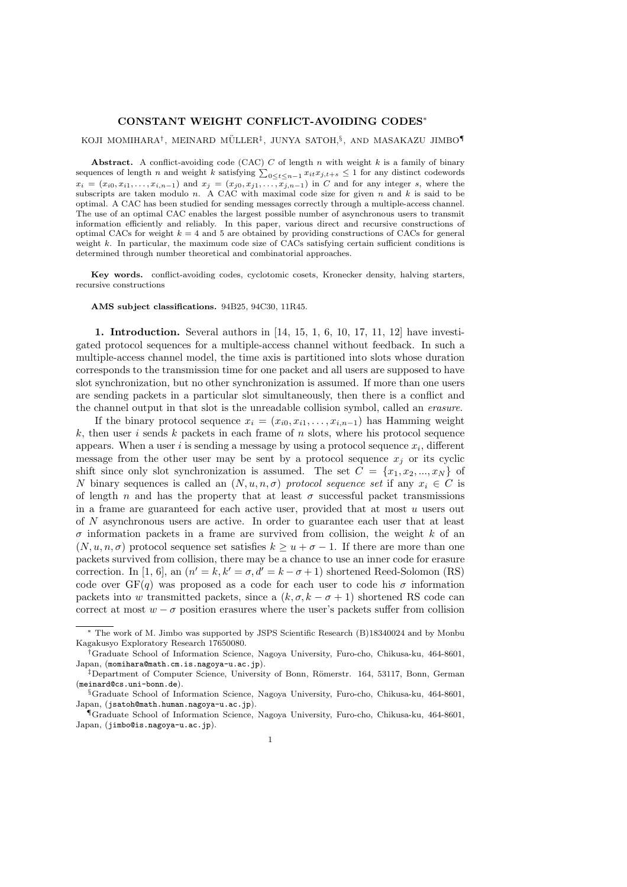# CONSTANT WEIGHT CONFLICT-AVOIDING CODES*

KOJI MOMIHARA†, MEINARD MÜLLER‡, JUNYA SATOH,§, AND MASAKAZU JIMBO¶

**Abstract.** A conflict-avoiding code (CAC) $C$ of length $n$ with weight $k$ is a family of binary sequences of length $n$ and weight $k$ satisfying $\sum_{0\le t\le n-1} x_{it}x_{j,t+s} \le 1$ for any distinct codewords $x_i = (x_{i0}, x_{i1}, \ldots, x_{i,n-1})$ and $x_j = (x_{j0}, x_{j1}, \ldots, x_{j,n-1})$ in $C$ and for any integer $s$, where the subscripts are taken modulo $n$. A CAC with maximal code size for given $n$ and $k$ is said to be optimal. A CAC has been studied for sending messages correctly through a multiple-access channel. The use of an optimal CAC enables the largest possible number of asynchronous users to transmit information efficiently and reliably. In this paper, various direct and recursive constructions of optimal CACs for weight $k = 4$ and 5 are obtained by providing constructions of CACs for general weight $k$. In particular, the maximum code size of CACs satisfying certain sufficient conditions is determined through number theoretical and combinatorial approaches.

**Key words.** conflict-avoiding codes, cyclotomic cosets, Kronecker density, halving starters, recursive constructions

**AMS subject classifications.** 94B25, 94C30, 11R45.

**1. Introduction.** Several authors in [14, 15, 1, 6, 10, 17, 11, 12] have investigated protocol sequences for a multiple-access channel without feedback. In such a multiple-access channel model, the time axis is partitioned into slots whose duration corresponds to the transmission time for one packet and all users are supposed to have slot synchronization, but no other synchronization is assumed. If more than one users are sending packets in a particular slot simultaneously, then there is a conflict and the channel output in that slot is the unreadable collision symbol, called an *erasure*.

If the binary protocol sequence $x_i = (x_{i0}, x_{i1}, \ldots, x_{i,n-1})$ has Hamming weight $k$, then user $i$ sends $k$ packets in each frame of $n$ slots, where his protocol sequence appears. When a user $i$ is sending a message by using a protocol sequence $x_i$, different message from the other user may be sent by a protocol sequence $x_j$ or its cyclic shift since only slot synchronization is assumed. The set $C = \{x_1, x_2, ..., x_N\}$ of $N$ binary sequences is called an $(N, u, n, \sigma)$ *protocol sequence set* if any $x_i \in C$ is of length $n$ and has the property that at least $\sigma$ successful packet transmissions in a frame are guaranteed for each active user, provided that at most $u$ users out of $N$ asynchronous users are active. In order to guarantee each user that at least $\sigma$ information packets in a frame are survived from collision, the weight $k$ of an $(N, u, n, \sigma)$ protocol sequence set satisfies $k \ge u + \sigma - 1$. If there are more than one packets survived from collision, there may be a chance to use an inner code for erasure correction. In [1, 6], an $(n' = k, k' = \sigma, d' = k - \sigma + 1)$ shortened Reed-Solomon (RS) code over GF$(q)$ was proposed as a code for each user to code his $\sigma$ information packets into $w$ transmitted packets, since a $(k, \sigma, k - \sigma + 1)$ shortened RS code can correct at most $w - \sigma$ position erasures where the user's packets suffer from collision

---

* The work of M. Jimbo was supported by JSPS Scientific Research (B)18340024 and by Monbu Kagakusyo Exploratory Research 17650080.

† Graduate School of Information Science, Nagoya University, Furo-cho, Chikusa-ku, 464-8601, Japan, (momihara@math.cm.is.nagoya-u.ac.jp).

‡ Department of Computer Science, University of Bonn, Römerstr. 164, 53117, Bonn, German (meinard@cs.uni-bonn.de).

§ Graduate School of Information Science, Nagoya University, Furo-cho, Chikusa-ku, 464-8601, Japan, (jsatoh@math.human.nagoya-u.ac.jp).

¶ Graduate School of Information Science, Nagoya University, Furo-cho, Chikusa-ku, 464-8601, Japan, (jimbo@is.nagoya-u.ac.jp).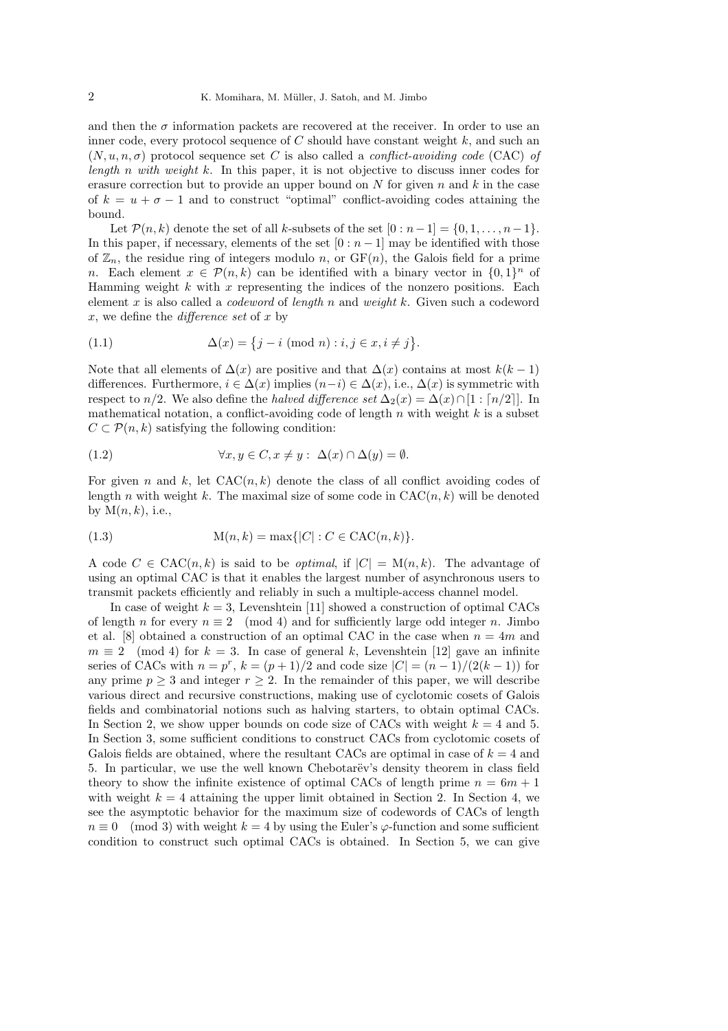and then the $\sigma$ information packets are recovered at the receiver. In order to use an inner code, every protocol sequence of $C$ should have constant weight $k$, and such an $(N, u, n, \sigma)$ protocol sequence set $C$ is also called a *conflict-avoiding code* (CAC) *of length $n$ with weight $k$*. In this paper, it is not objective to discuss inner codes for erasure correction but to provide an upper bound on $N$ for given $n$ and $k$ in the case of $k = u + \sigma - 1$ and to construct "optimal" conflict-avoiding codes attaining the bound.

Let $\mathcal{P}(n, k)$ denote the set of all $k$-subsets of the set $[0 : n-1] = \{0, 1, \ldots, n-1\}$. In this paper, if necessary, elements of the set $[0 : n-1]$ may be identified with those of $\mathbb{Z}_n$, the residue ring of integers modulo $n$, or $\mathrm{GF}(n)$, the Galois field for a prime $n$. Each element $x \in \mathcal{P}(n, k)$ can be identified with a binary vector in $\{0, 1\}^n$ of Hamming weight $k$ with $x$ representing the indices of the nonzero positions. Each element $x$ is also called a *codeword* of *length* $n$ and *weight* $k$. Given such a codeword $x$, we define the *difference set* of $x$ by

$$\Delta(x) = \{j - i \pmod{n} : i, j \in x, i \neq j\}. \tag{1.1}$$

Note that all elements of $\Delta(x)$ are positive and that $\Delta(x)$ contains at most $k(k-1)$ differences. Furthermore, $i \in \Delta(x)$ implies $(n-i) \in \Delta(x)$, i.e., $\Delta(x)$ is symmetric with respect to $n/2$. We also define the *halved difference set* $\Delta_2(x) = \Delta(x) \cap [1 : \lceil n/2 \rceil]$. In mathematical notation, a conflict-avoiding code of length $n$ with weight $k$ is a subset $C \subset \mathcal{P}(n, k)$ satisfying the following condition:

$$\forall x, y \in C, x \neq y : \ \Delta(x) \cap \Delta(y) = \emptyset. \tag{1.2}$$

For given $n$ and $k$, let $\mathrm{CAC}(n, k)$ denote the class of all conflict avoiding codes of length $n$ with weight $k$. The maximal size of some code in $\mathrm{CAC}(n, k)$ will be denoted by $\mathrm{M}(n, k)$, i.e.,

$$\mathrm{M}(n, k) = \max\{|C| : C \in \mathrm{CAC}(n, k)\}. \tag{1.3}$$

A code $C \in \mathrm{CAC}(n, k)$ is said to be *optimal*, if $|C| = \mathrm{M}(n, k)$. The advantage of using an optimal CAC is that it enables the largest number of asynchronous users to transmit packets efficiently and reliably in such a multiple-access channel model.

In case of weight $k = 3$, Levenshtein [11] showed a construction of optimal CACs of length $n$ for every $n \equiv 2 \pmod 4$ and for sufficiently large odd integer $n$. Jimbo et al. [8] obtained a construction of an optimal CAC in the case when $n = 4m$ and $m \equiv 2 \pmod 4$ for $k = 3$. In case of general $k$, Levenshtein [12] gave an infinite series of CACs with $n = p^r$, $k = (p+1)/2$ and code size $|C| = (n-1)/(2(k-1))$ for any prime $p \geq 3$ and integer $r \geq 2$. In the remainder of this paper, we will describe various direct and recursive constructions, making use of cyclotomic cosets of Galois fields and combinatorial notions such as halving starters, to obtain optimal CACs. In Section 2, we show upper bounds on code size of CACs with weight $k = 4$ and 5. In Section 3, some sufficient conditions to construct CACs from cyclotomic cosets of Galois fields are obtained, where the resultant CACs are optimal in case of $k = 4$ and 5. In particular, we use the well known Chebotarëv's density theorem in class field theory to show the infinite existence of optimal CACs of length prime $n = 6m + 1$ with weight $k = 4$ attaining the upper limit obtained in Section 2. In Section 4, we see the asymptotic behavior for the maximum size of codewords of CACs of length $n \equiv 0 \pmod 3$ with weight $k = 4$ by using the Euler's $\varphi$-function and some sufficient condition to construct such optimal CACs is obtained. In Section 5, we can give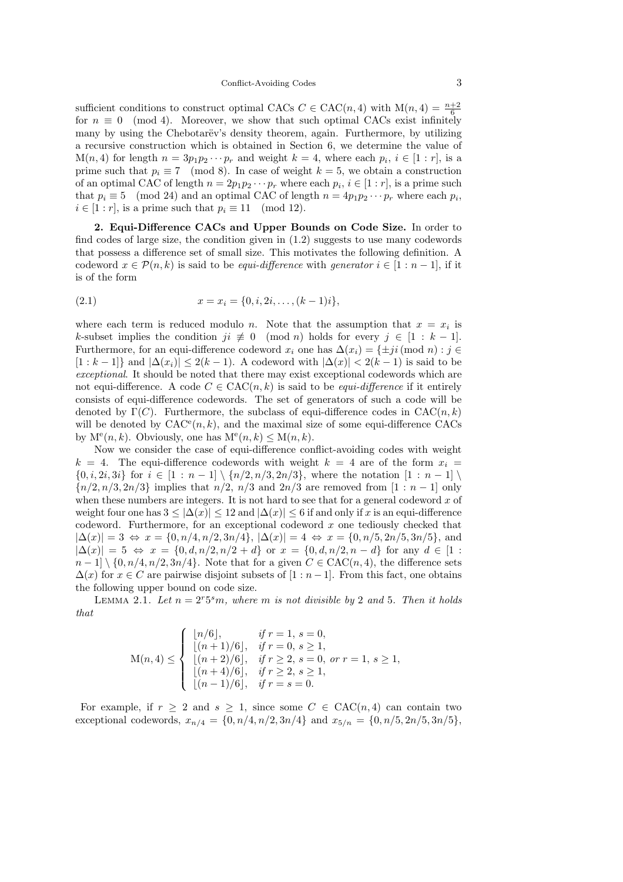sufficient conditions to construct optimal CACs $C \in \mathrm{CAC}(n,4)$ with $\mathrm{M}(n,4) = \frac{n+2}{6}$ for $n \equiv 0 \pmod 4$. Moreover, we show that such optimal CACs exist infinitely many by using the Chebotarëv's density theorem, again. Furthermore, by utilizing a recursive construction which is obtained in Section 6, we determine the value of $\mathrm{M}(n,4)$ for length $n = 3p_1p_2\cdots p_r$ and weight $k = 4$, where each $p_i$, $i \in [1:r]$, is a prime such that $p_i \equiv 7 \pmod 8$. In case of weight $k = 5$, we obtain a construction of an optimal CAC of length $n = 2p_1p_2\cdots p_r$ where each $p_i$, $i \in [1:r]$, is a prime such that $p_i \equiv 5 \pmod{24}$ and an optimal CAC of length $n = 4p_1p_2\cdots p_r$ where each $p_i$, $i \in [1:r]$, is a prime such that $p_i \equiv 11 \pmod{12}$.

**2. Equi-Difference CACs and Upper Bounds on Code Size.** In order to find codes of large size, the condition given in (1.2) suggests to use many codewords that possess a difference set of small size. This motivates the following definition. A codeword $x \in \mathcal{P}(n,k)$ is said to be *equi-difference* with *generator* $i \in [1:n-1]$, if it is of the form

$$x = x_i = \{0, i, 2i, \ldots, (k-1)i\}, \tag{2.1}$$

where each term is reduced modulo $n$. Note that the assumption that $x = x_i$ is $k$-subset implies the condition $ji \not\equiv 0 \pmod n$ holds for every $j \in [1:k-1]$. Furthermore, for an equi-difference codeword $x_i$ one has $\Delta(x_i) = \{\pm ji \pmod n : j \in [1:k-1]\}$ and $|\Delta(x_i)| \le 2(k-1)$. A codeword with $|\Delta(x)| < 2(k-1)$ is said to be *exceptional*. It should be noted that there may exist exceptional codewords which are not equi-difference. A code $C \in \mathrm{CAC}(n,k)$ is said to be *equi-difference* if it entirely consists of equi-difference codewords. The set of generators of such a code will be denoted by $\Gamma(C)$. Furthermore, the subclass of equi-difference codes in $\mathrm{CAC}(n,k)$ will be denoted by $\mathrm{CAC}^{\mathrm{e}}(n,k)$, and the maximal size of some equi-difference CACs by $\mathrm{M}^{\mathrm{e}}(n,k)$. Obviously, one has $\mathrm{M}^{\mathrm{e}}(n,k) \le \mathrm{M}(n,k)$.

Now we consider the case of equi-difference conflict-avoiding codes with weight $k = 4$. The equi-difference codewords with weight $k = 4$ are of the form $x_i = \{0, i, 2i, 3i\}$ for $i \in [1:n-1] \setminus \{n/2, n/3, 2n/3\}$, where the notation $[1:n-1] \setminus \{n/2, n/3, 2n/3\}$ implies that $n/2$, $n/3$ and $2n/3$ are removed from $[1:n-1]$ only when these numbers are integers. It is not hard to see that for a general codeword $x$ of weight four one has $3 \le |\Delta(x)| \le 12$ and $|\Delta(x)| \le 6$ if and only if $x$ is an equi-difference codeword. Furthermore, for an exceptional codeword $x$ one tediously checked that $|\Delta(x)| = 3 \Leftrightarrow x = \{0, n/4, n/2, 3n/4\}$, $|\Delta(x)| = 4 \Leftrightarrow x = \{0, n/5, 2n/5, 3n/5\}$, and $|\Delta(x)| = 5 \Leftrightarrow x = \{0, d, n/2, n/2 + d\}$ or $x = \{0, d, n/2, n - d\}$ for any $d \in [1:n-1] \setminus \{0, n/4, n/2, 3n/4\}$. Note that for a given $C \in \mathrm{CAC}(n,4)$, the difference sets $\Delta(x)$ for $x \in C$ are pairwise disjoint subsets of $[1:n-1]$. From this fact, one obtains the following upper bound on code size.

Lemma 2.1. *Let $n = 2^r 5^s m$, where $m$ is not divisible by 2 and 5. Then it holds that*

$$\mathrm{M}(n,4) \le \begin{cases} \lfloor n/6 \rfloor, & \text{if } r = 1,\ s = 0, \\ \lfloor (n+1)/6 \rfloor, & \text{if } r = 0,\ s \ge 1, \\ \lfloor (n+2)/6 \rfloor, & \text{if } r \ge 2,\ s = 0, \text{ or } r = 1,\ s \ge 1, \\ \lfloor (n+4)/6 \rfloor, & \text{if } r \ge 2,\ s \ge 1, \\ \lfloor (n-1)/6 \rfloor, & \text{if } r = s = 0. \end{cases}$$

For example, if $r \ge 2$ and $s \ge 1$, since some $C \in \mathrm{CAC}(n,4)$ can contain two exceptional codewords, $x_{n/4} = \{0, n/4, n/2, 3n/4\}$ and $x_{5/n} = \{0, n/5, 2n/5, 3n/5\}$,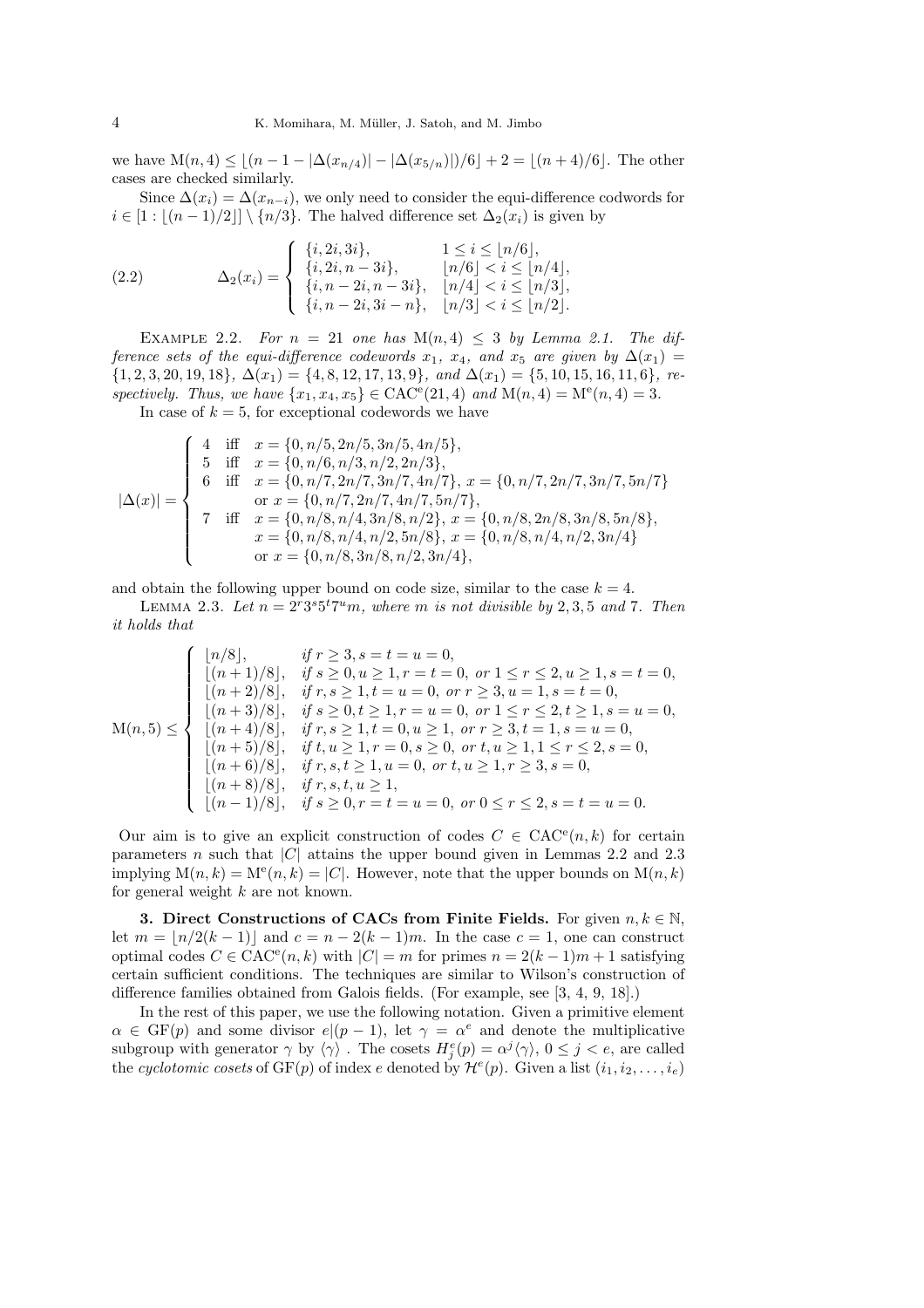we have $\mathrm{M}(n,4) \le \lfloor (n-1-|\Delta(x_{n/4})| - |\Delta(x_{5/n})|)/6 \rfloor + 2 = \lfloor (n+4)/6 \rfloor$. The other cases are checked similarly.

Since $\Delta(x_i) = \Delta(x_{n-i})$, we only need to consider the equi-difference codwords for $i \in [1 : \lfloor (n-1)/2 \rfloor] \setminus \{n/3\}$. The halved difference set $\Delta_2(x_i)$ is given by

$$
\Delta_2(x_i) = \begin{cases} \{i, 2i, 3i\}, & 1 \le i \le \lfloor n/6 \rfloor, \\ \{i, 2i, n-3i\}, & \lfloor n/6 \rfloor < i \le \lfloor n/4 \rfloor, \\ \{i, n-2i, n-3i\}, & \lfloor n/4 \rfloor < i \le \lfloor n/3 \rfloor, \\ \{i, n-2i, 3i-n\}, & \lfloor n/3 \rfloor < i \le \lfloor n/2 \rfloor. \end{cases} \tag{2.2}
$$

Example 2.2. *For $n = 21$ one has $\mathrm{M}(n,4) \le 3$ by Lemma 2.1. The difference sets of the equi-difference codewords $x_1$, $x_4$, and $x_5$ are given by $\Delta(x_1) = \{1,2,3,20,19,18\}$, $\Delta(x_1) = \{4,8,12,17,13,9\}$, and $\Delta(x_1) = \{5,10,15,16,11,6\}$, respectively. Thus, we have $\{x_1, x_4, x_5\} \in \mathrm{CAC}^{\mathrm{e}}(21,4)$ and $\mathrm{M}(n,4) = \mathrm{M}^{\mathrm{e}}(n,4) = 3$.*

In case of $k = 5$, for exceptional codewords we have

$$
|\Delta(x)| = \begin{cases} 4 & \text{iff} \quad x = \{0, n/5, 2n/5, 3n/5, 4n/5\}, \\ 5 & \text{iff} \quad x = \{0, n/6, n/3, n/2, 2n/3\}, \\ 6 & \text{iff} \quad x = \{0, n/7, 2n/7, 3n/7, 4n/7\},\ x = \{0, n/7, 2n/7, 3n/7, 5n/7\} \\ & \quad\ \text{or } x = \{0, n/7, 2n/7, 4n/7, 5n/7\}, \\ 7 & \text{iff} \quad x = \{0, n/8, n/4, 3n/8, n/2\},\ x = \{0, n/8, 2n/8, 3n/8, 5n/8\}, \\ & \quad\ x = \{0, n/8, n/4, n/2, 5n/8\},\ x = \{0, n/8, n/4, n/2, 3n/4\} \\ & \quad\ \text{or } x = \{0, n/8, 3n/8, n/2, 3n/4\}, \end{cases}
$$

and obtain the following upper bound on code size, similar to the case $k = 4$.

Lemma 2.3. *Let $n = 2^r 3^s 5^t 7^u m$, where $m$ is not divisible by 2, 3, 5 and 7. Then it holds that*

$$
\mathrm{M}(n,5) \le \begin{cases} \lfloor n/8 \rfloor, & \text{if } r \ge 3, s = t = u = 0, \\ \lfloor (n+1)/8 \rfloor, & \text{if } s \ge 0, u \ge 1, r = t = 0, \text{ or } 1 \le r \le 2, u \ge 1, s = t = 0, \\ \lfloor (n+2)/8 \rfloor, & \text{if } r, s \ge 1, t = u = 0, \text{ or } r \ge 3, u = 1, s = t = 0, \\ \lfloor (n+3)/8 \rfloor, & \text{if } s \ge 0, t \ge 1, r = u = 0, \text{ or } 1 \le r \le 2, t \ge 1, s = u = 0, \\ \lfloor (n+4)/8 \rfloor, & \text{if } r, s \ge 1, t = 0, u \ge 1, \text{ or } r \ge 3, t = 1, s = u = 0, \\ \lfloor (n+5)/8 \rfloor, & \text{if } t, u \ge 1, r = 0, s \ge 0, \text{ or } t, u \ge 1, 1 \le r \le 2, s = 0, \\ \lfloor (n+6)/8 \rfloor, & \text{if } r, s, t \ge 1, u = 0, \text{ or } t, u \ge 1, r \ge 3, s = 0, \\ \lfloor (n+8)/8 \rfloor, & \text{if } r, s, t, u \ge 1, \\ \lfloor (n-1)/8 \rfloor, & \text{if } s \ge 0, r = t = u = 0, \text{ or } 0 \le r \le 2, s = t = u = 0. \end{cases}
$$

Our aim is to give an explicit construction of codes $C \in \mathrm{CAC}^{\mathrm{e}}(n,k)$ for certain parameters $n$ such that $|C|$ attains the upper bound given in Lemmas 2.2 and 2.3 implying $\mathrm{M}(n,k) = \mathrm{M}^{\mathrm{e}}(n,k) = |C|$. However, note that the upper bounds on $\mathrm{M}(n,k)$ for general weight $k$ are not known.

**3. Direct Constructions of CACs from Finite Fields.** For given $n, k \in \mathbb{N}$, let $m = \lfloor n/2(k-1) \rfloor$ and $c = n - 2(k-1)m$. In the case $c = 1$, one can construct optimal codes $C \in \mathrm{CAC}^{\mathrm{e}}(n,k)$ with $|C| = m$ for primes $n = 2(k-1)m + 1$ satisfying certain sufficient conditions. The techniques are similar to Wilson's construction of difference families obtained from Galois fields. (For example, see [3, 4, 9, 18].)

In the rest of this paper, we use the following notation. Given a primitive element $\alpha \in \mathrm{GF}(p)$ and some divisor $e|(p-1)$, let $\gamma = \alpha^e$ and denote the multiplicative subgroup with generator $\gamma$ by $\langle \gamma \rangle$ . The cosets $H^e_j(p) = \alpha^j \langle \gamma \rangle$, $0 \le j < e$, are called the *cyclotomic cosets* of $\mathrm{GF}(p)$ of index $e$ denoted by $\mathcal{H}^e(p)$. Given a list $(i_1, i_2, \ldots, i_e)$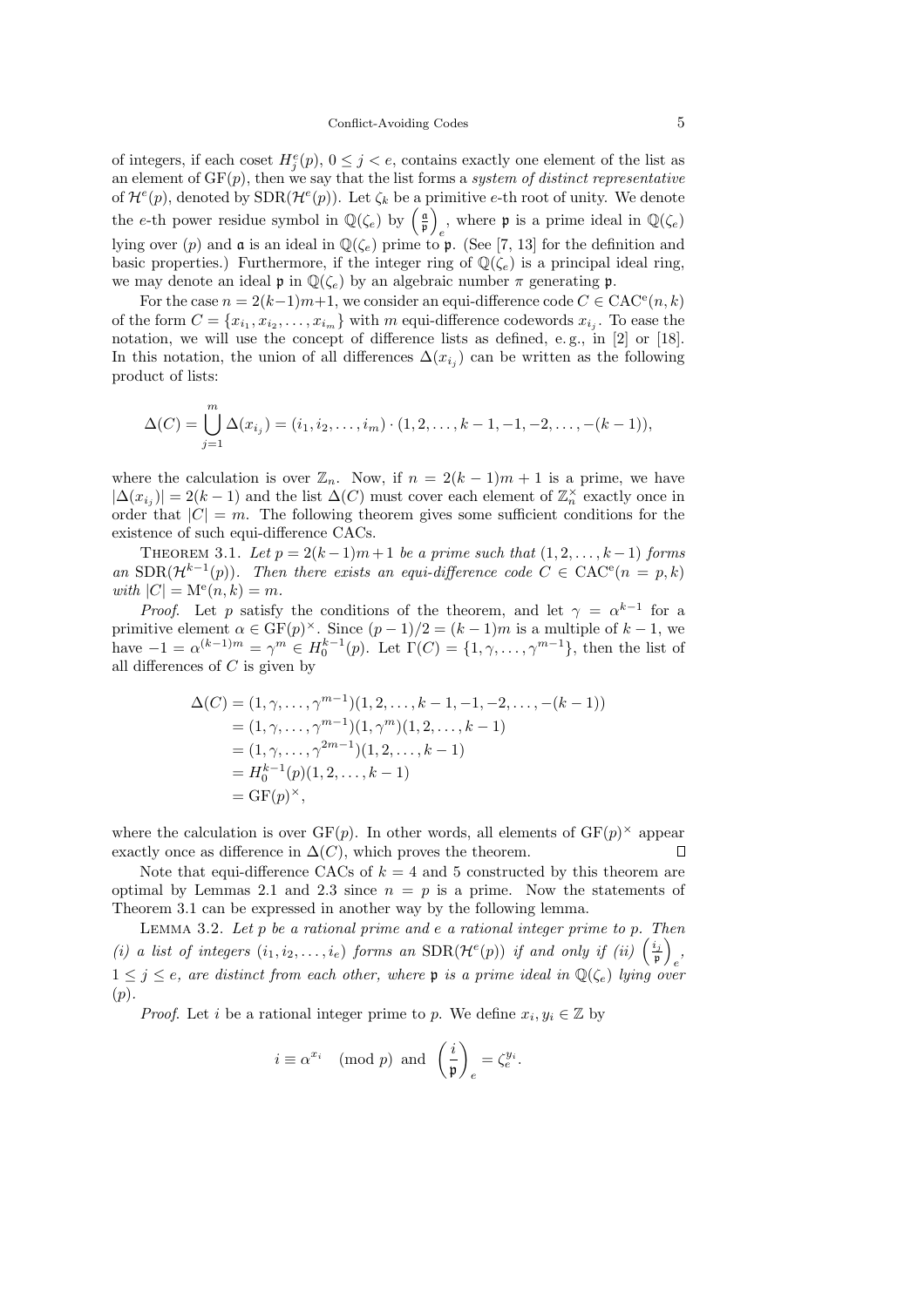of integers, if each coset $H_j^e(p)$, $0 \le j < e$, contains exactly one element of the list as an element of $\mathrm{GF}(p)$, then we say that the list forms a *system of distinct representative* of $\mathcal{H}^e(p)$, denoted by $\mathrm{SDR}(\mathcal{H}^e(p))$. Let $\zeta_k$ be a primitive $e$-th root of unity. We denote the $e$-th power residue symbol in $\mathbb{Q}(\zeta_e)$ by $\left(\frac{\mathfrak{a}}{\mathfrak{p}}\right)_e$, where $\mathfrak{p}$ is a prime ideal in $\mathbb{Q}(\zeta_e)$ lying over $(p)$ and $\mathfrak{a}$ is an ideal in $\mathbb{Q}(\zeta_e)$ prime to $\mathfrak{p}$. (See [7, 13] for the definition and basic properties.) Furthermore, if the integer ring of $\mathbb{Q}(\zeta_e)$ is a principal ideal ring, we may denote an ideal $\mathfrak{p}$ in $\mathbb{Q}(\zeta_e)$ by an algebraic number $\pi$ generating $\mathfrak{p}$.

For the case $n = 2(k-1)m+1$, we consider an equi-difference code $C \in \mathrm{CAC^e}(n,k)$ of the form $C = \{x_{i_1}, x_{i_2}, \ldots, x_{i_m}\}$ with $m$ equi-difference codewords $x_{i_j}$. To ease the notation, we will use the concept of difference lists as defined, e. g., in [2] or [18]. In this notation, the union of all differences $\Delta(x_{i_j})$ can be written as the following product of lists:

$$\Delta(C) = \bigcup_{j=1}^{m} \Delta(x_{i_j}) = (i_1, i_2, \ldots, i_m) \cdot (1, 2, \ldots, k-1, -1, -2, \ldots, -(k-1)),$$

where the calculation is over $\mathbb{Z}_n$. Now, if $n = 2(k-1)m+1$ is a prime, we have $|\Delta(x_{i_j})| = 2(k-1)$ and the list $\Delta(C)$ must cover each element of $\mathbb{Z}_n^\times$ exactly once in order that $|C| = m$. The following theorem gives some sufficient conditions for the existence of such equi-difference CACs.

Theorem 3.1. *Let $p = 2(k-1)m+1$ be a prime such that $(1, 2, \ldots, k-1)$ forms an $\mathrm{SDR}(\mathcal{H}^{k-1}(p))$. Then there exists an equi-difference code $C \in \mathrm{CAC^e}(n = p, k)$ with $|C| = \mathrm{M^e}(n,k) = m$.*

*Proof*. Let $p$ satisfy the conditions of the theorem, and let $\gamma = \alpha^{k-1}$ for a primitive element $\alpha \in \mathrm{GF}(p)^\times$. Since $(p-1)/2 = (k-1)m$ is a multiple of $k-1$, we have $-1 = \alpha^{(k-1)m} = \gamma^m \in H_0^{k-1}(p)$. Let $\Gamma(C) = \{1, \gamma, \ldots, \gamma^{m-1}\}$, then the list of all differences of $C$ is given by

$$\begin{aligned}
\Delta(C) &= (1, \gamma, \ldots, \gamma^{m-1})(1, 2, \ldots, k-1, -1, -2, \ldots, -(k-1)) \\
&= (1, \gamma, \ldots, \gamma^{m-1})(1, \gamma^m)(1, 2, \ldots, k-1) \\
&= (1, \gamma, \ldots, \gamma^{2m-1})(1, 2, \ldots, k-1) \\
&= H_0^{k-1}(p)(1, 2, \ldots, k-1) \\
&= \mathrm{GF}(p)^\times,
\end{aligned}$$

where the calculation is over $\mathrm{GF}(p)$. In other words, all elements of $\mathrm{GF}(p)^\times$ appear exactly once as difference in $\Delta(C)$, which proves the theorem. $\square$

Note that equi-difference CACs of $k = 4$ and 5 constructed by this theorem are optimal by Lemmas 2.1 and 2.3 since $n = p$ is a prime. Now the statements of Theorem 3.1 can be expressed in another way by the following lemma.

Lemma 3.2. *Let $p$ be a rational prime and $e$ a rational integer prime to $p$. Then (i) a list of integers $(i_1, i_2, \ldots, i_e)$ forms an $\mathrm{SDR}(\mathcal{H}^e(p))$ if and only if (ii) $\left(\frac{i_j}{\mathfrak{p}}\right)_e$, $1 \le j \le e$, are distinct from each other, where $\mathfrak{p}$ is a prime ideal in $\mathbb{Q}(\zeta_e)$ lying over $(p)$.*

*Proof*. Let $i$ be a rational integer prime to $p$. We define $x_i, y_i \in \mathbb{Z}$ by

$$i \equiv \alpha^{x_i} \pmod{p} \ \text{ and } \ \left(\frac{i}{\mathfrak{p}}\right)_e = \zeta_e^{y_i}.$$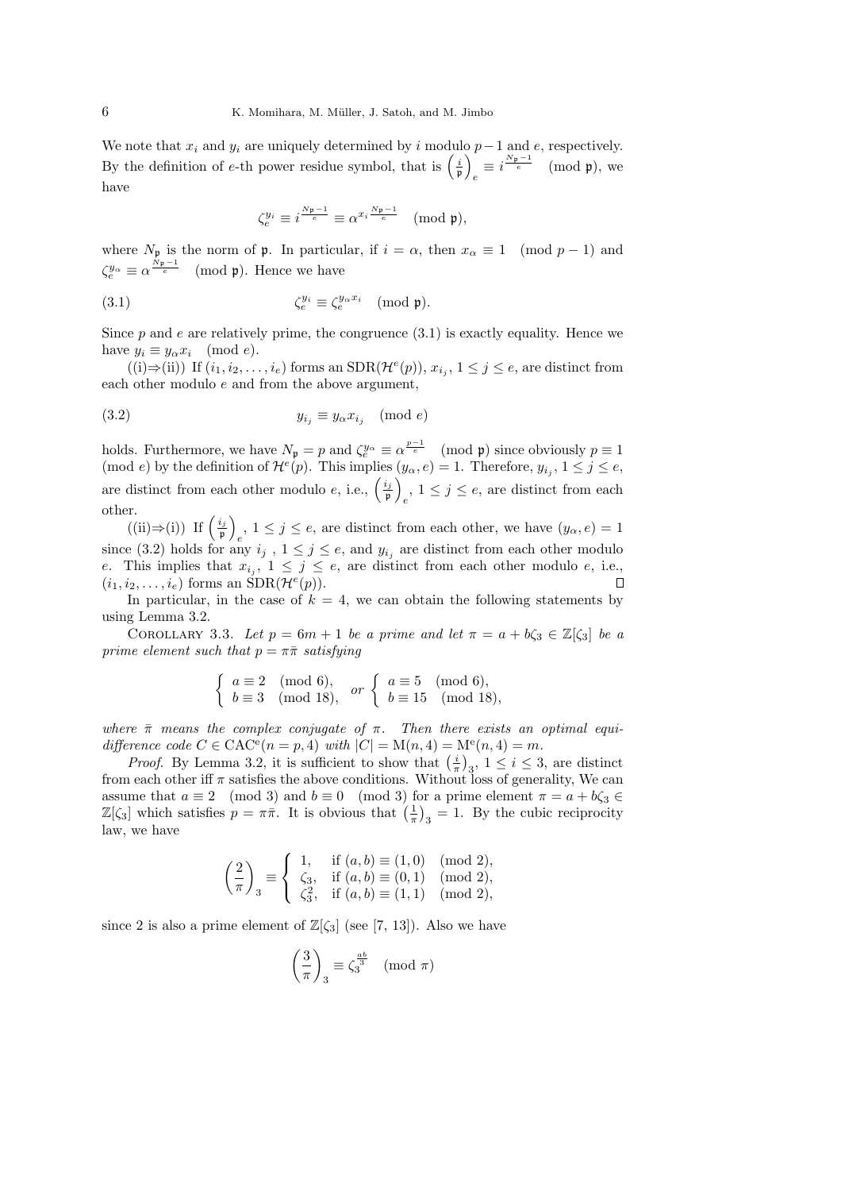We note that $x_i$ and $y_i$ are uniquely determined by $i$ modulo $p-1$ and $e$, respectively. By the definition of $e$-th power residue symbol, that is $\left(\frac{i}{\mathfrak{p}}\right)_e \equiv i^{\frac{N_\mathfrak{p}-1}{e}} \pmod{\mathfrak{p}}$, we have

$$\zeta_e^{y_i} \equiv i^{\frac{N_\mathfrak{p}-1}{e}} \equiv \alpha^{x_i \frac{N_\mathfrak{p}-1}{e}} \pmod{\mathfrak{p}},$$

where $N_\mathfrak{p}$ is the norm of $\mathfrak{p}$. In particular, if $i = \alpha$, then $x_\alpha \equiv 1 \pmod{p-1}$ and $\zeta_e^{y_\alpha} \equiv \alpha^{\frac{N_\mathfrak{p}-1}{e}} \pmod{\mathfrak{p}}$. Hence we have

$$\zeta_e^{y_i} \equiv \zeta_e^{y_\alpha x_i} \pmod{\mathfrak{p}}. \tag{3.1}$$

Since $p$ and $e$ are relatively prime, the congruence (3.1) is exactly equality. Hence we have $y_i \equiv y_\alpha x_i \pmod{e}$.

((i)⇒(ii)) If $(i_1, i_2, \ldots, i_e)$ forms an $\mathrm{SDR}(\mathcal{H}^e(p))$, $x_{i_j}$, $1 \le j \le e$, are distinct from each other modulo $e$ and from the above argument,

$$y_{i_j} \equiv y_\alpha x_{i_j} \pmod{e} \tag{3.2}$$

holds. Furthermore, we have $N_\mathfrak{p} = p$ and $\zeta_e^{y_\alpha} \equiv \alpha^{\frac{p-1}{e}} \pmod{\mathfrak{p}}$ since obviously $p \equiv 1 \pmod{e}$ by the definition of $\mathcal{H}^e(p)$. This implies $(y_\alpha, e) = 1$. Therefore, $y_{i_j}$, $1 \le j \le e$, are distinct from each other modulo $e$, i.e., $\left(\frac{i_j}{\mathfrak{p}}\right)_e$, $1 \le j \le e$, are distinct from each other.

((ii)⇒(i)) If $\left(\frac{i_j}{\mathfrak{p}}\right)_e$, $1 \le j \le e$, are distinct from each other, we have $(y_\alpha, e) = 1$ since (3.2) holds for any $i_j$ , $1 \le j \le e$, and $y_{i_j}$ are distinct from each other modulo $e$. This implies that $x_{i_j}$, $1 \le j \le e$, are distinct from each other modulo $e$, i.e., $(i_1, i_2, \ldots, i_e)$ forms an $\mathrm{SDR}(\mathcal{H}^e(p))$. □

In particular, in the case of $k = 4$, we can obtain the following statements by using Lemma 3.2.

Corollary 3.3. *Let $p = 6m+1$ be a prime and let $\pi = a + b\zeta_3 \in \mathbb{Z}[\zeta_3]$ be a prime element such that $p = \pi\bar{\pi}$ satisfying*

$$\begin{cases} a \equiv 2 \pmod{6}, \\ b \equiv 3 \pmod{18}, \end{cases} \quad or \quad \begin{cases} a \equiv 5 \pmod{6}, \\ b \equiv 15 \pmod{18}, \end{cases}$$

*where $\bar{\pi}$ means the complex conjugate of $\pi$. Then there exists an optimal equi-difference code $C \in \mathrm{CAC^e}(n = p, 4)$ with $|C| = \mathrm{M}(n, 4) = \mathrm{M^e}(n, 4) = m$.*

*Proof.* By Lemma 3.2, it is sufficient to show that $\left(\frac{i}{\pi}\right)_3$, $1 \le i \le 3$, are distinct from each other iff $\pi$ satisfies the above conditions. Without loss of generality, We can assume that $a \equiv 2 \pmod{3}$ and $b \equiv 0 \pmod{3}$ for a prime element $\pi = a + b\zeta_3 \in \mathbb{Z}[\zeta_3]$ which satisfies $p = \pi\bar{\pi}$. It is obvious that $\left(\frac{1}{\pi}\right)_3 = 1$. By the cubic reciprocity law, we have

$$\left(\frac{2}{\pi}\right)_3 \equiv \begin{cases} 1, & \text{if } (a, b) \equiv (1, 0) \pmod{2}, \\ \zeta_3, & \text{if } (a, b) \equiv (0, 1) \pmod{2}, \\ \zeta_3^2, & \text{if } (a, b) \equiv (1, 1) \pmod{2}, \end{cases}$$

since 2 is also a prime element of $\mathbb{Z}[\zeta_3]$ (see [7, 13]). Also we have

$$\left(\frac{3}{\pi}\right)_3 \equiv \zeta_3^{\frac{ab}{3}} \pmod{\pi}$$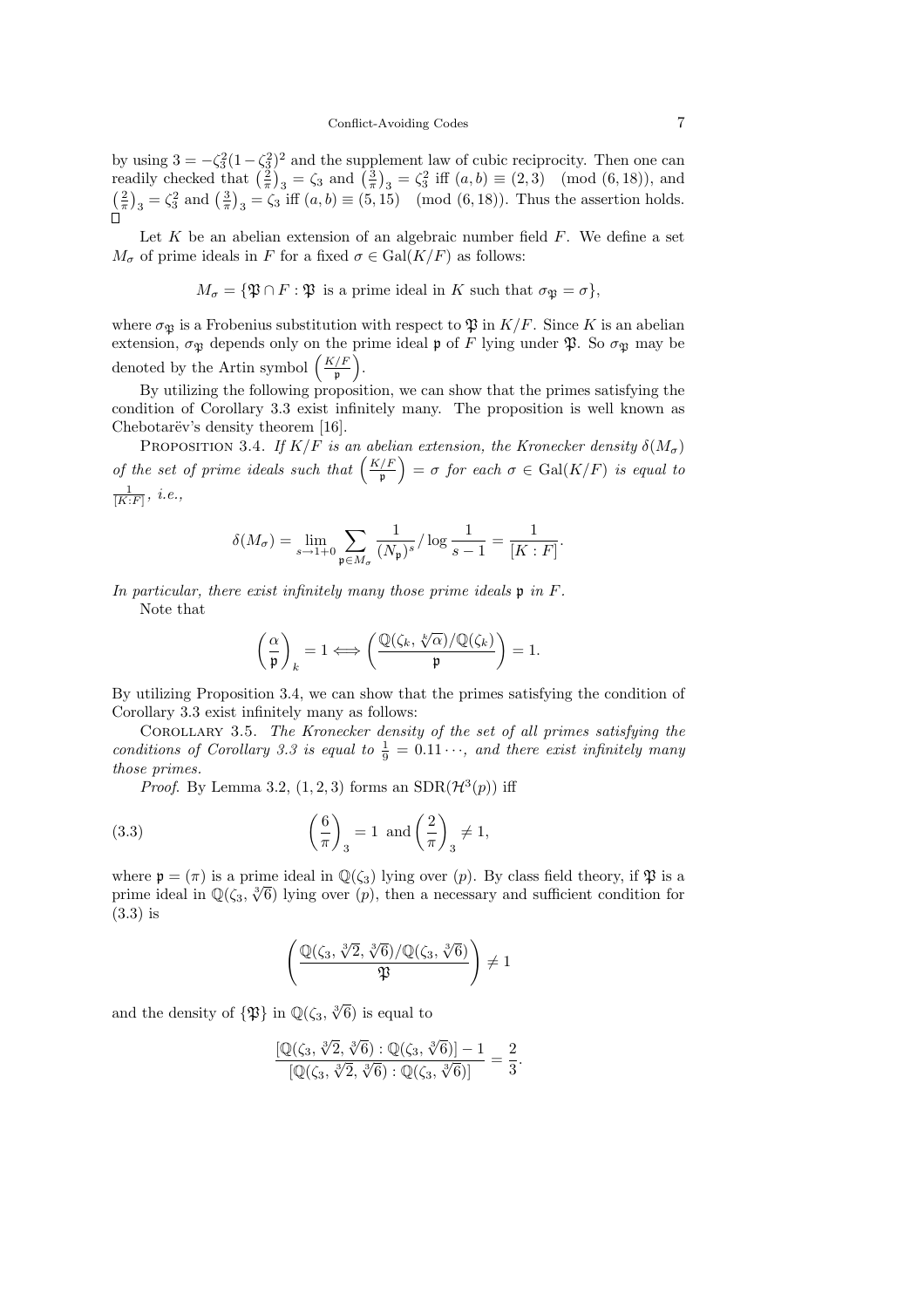by using $3 = -\zeta_3^2(1-\zeta_3^2)^2$ and the supplement law of cubic reciprocity. Then one can readily checked that $\left(\frac{2}{\pi}\right)_3 = \zeta_3$ and $\left(\frac{3}{\pi}\right)_3 = \zeta_3^2$ iff $(a,b) \equiv (2,3) \pmod{(6,18)}$, and $\left(\frac{2}{\pi}\right)_3 = \zeta_3^2$ and $\left(\frac{3}{\pi}\right)_3 = \zeta_3$ iff $(a,b) \equiv (5,15) \pmod{(6,18)}$. Thus the assertion holds. □

Let $K$ be an abelian extension of an algebraic number field $F$. We define a set $M_\sigma$ of prime ideals in $F$ for a fixed $\sigma \in \mathrm{Gal}(K/F)$ as follows:

$$M_\sigma = \{\mathfrak{P} \cap F : \mathfrak{P} \text{ is a prime ideal in } K \text{ such that } \sigma_{\mathfrak{P}} = \sigma\},$$

where $\sigma_{\mathfrak{P}}$ is a Frobenius substitution with respect to $\mathfrak{P}$ in $K/F$. Since $K$ is an abelian extension, $\sigma_{\mathfrak{P}}$ depends only on the prime ideal $\mathfrak{p}$ of $F$ lying under $\mathfrak{P}$. So $\sigma_{\mathfrak{P}}$ may be denoted by the Artin symbol $\left(\frac{K/F}{\mathfrak{p}}\right)$.

By utilizing the following proposition, we can show that the primes satisfying the condition of Corollary 3.3 exist infinitely many. The proposition is well known as Chebotarëv's density theorem [16].

Proposition 3.4. *If $K/F$ is an abelian extension, the Kronecker density $\delta(M_\sigma)$ of the set of prime ideals such that $\left(\frac{K/F}{\mathfrak{p}}\right) = \sigma$ for each $\sigma \in \mathrm{Gal}(K/F)$ is equal to $\frac{1}{[K:F]}$, i.e.,*

$$\delta(M_\sigma) = \lim_{s \to 1+0} \sum_{\mathfrak{p} \in M_\sigma} \frac{1}{(N_{\mathfrak{p}})^s} \Big/ \log \frac{1}{s-1} = \frac{1}{[K:F]}.$$

*In particular, there exist infinitely many those prime ideals $\mathfrak{p}$ in $F$.*

Note that

$$\left(\frac{\alpha}{\mathfrak{p}}\right)_k = 1 \Longleftrightarrow \left(\frac{\mathbb{Q}(\zeta_k, \sqrt[k]{\alpha})/\mathbb{Q}(\zeta_k)}{\mathfrak{p}}\right) = 1.$$

By utilizing Proposition 3.4, we can show that the primes satisfying the condition of Corollary 3.3 exist infinitely many as follows:

Corollary 3.5. *The Kronecker density of the set of all primes satisfying the conditions of Corollary 3.3 is equal to $\frac{1}{9} = 0.11\cdots$, and there exist infinitely many those primes.*

*Proof.* By Lemma 3.2, $(1,2,3)$ forms an $\mathrm{SDR}(\mathcal{H}^3(p))$ iff

$$\left(\frac{6}{\pi}\right)_3 = 1 \text{ and } \left(\frac{2}{\pi}\right)_3 \neq 1, \tag{3.3}$$

where $\mathfrak{p} = (\pi)$ is a prime ideal in $\mathbb{Q}(\zeta_3)$ lying over $(p)$. By class field theory, if $\mathfrak{P}$ is a prime ideal in $\mathbb{Q}(\zeta_3, \sqrt[3]{6})$ lying over $(p)$, then a necessary and sufficient condition for (3.3) is

$$\left(\frac{\mathbb{Q}(\zeta_3, \sqrt[3]{2}, \sqrt[3]{6})/\mathbb{Q}(\zeta_3, \sqrt[3]{6})}{\mathfrak{P}}\right) \neq 1$$

and the density of $\{\mathfrak{P}\}$ in $\mathbb{Q}(\zeta_3, \sqrt[3]{6})$ is equal to

$$\frac{[\mathbb{Q}(\zeta_3, \sqrt[3]{2}, \sqrt[3]{6}) : \mathbb{Q}(\zeta_3, \sqrt[3]{6})] - 1}{[\mathbb{Q}(\zeta_3, \sqrt[3]{2}, \sqrt[3]{6}) : \mathbb{Q}(\zeta_3, \sqrt[3]{6})]} = \frac{2}{3}.$$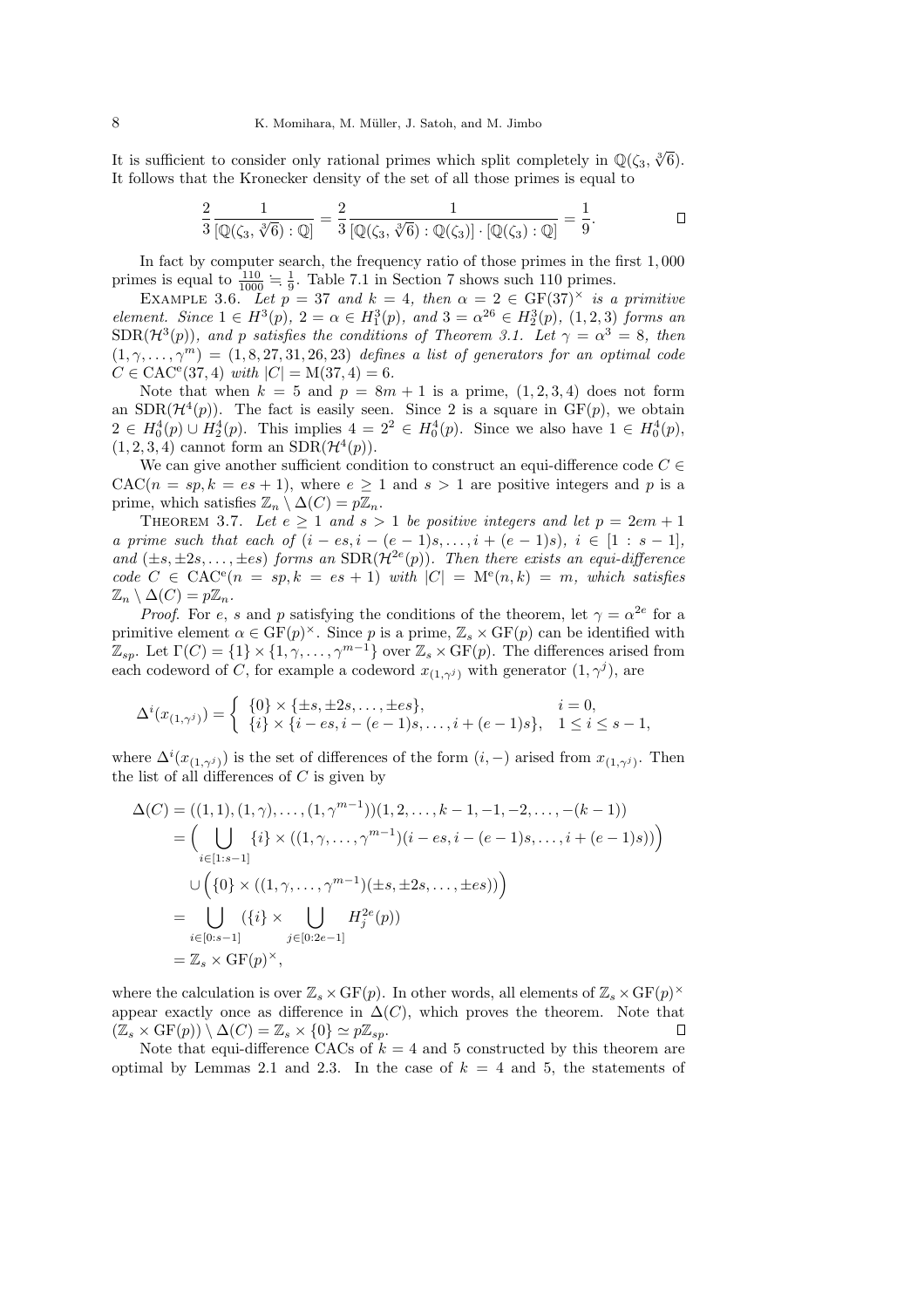It is sufficient to consider only rational primes which split completely in $\mathbb{Q}(\zeta_3, \sqrt[3]{6})$. It follows that the Kronecker density of the set of all those primes is equal to

$$\frac{2}{3}\frac{1}{[\mathbb{Q}(\zeta_3, \sqrt[3]{6}) : \mathbb{Q}]} = \frac{2}{3}\frac{1}{[\mathbb{Q}(\zeta_3, \sqrt[3]{6}) : \mathbb{Q}(\zeta_3)] \cdot [\mathbb{Q}(\zeta_3) : \mathbb{Q}]} = \frac{1}{9}. \qquad \square$$

In fact by computer search, the frequency ratio of those primes in the first 1,000 primes is equal to $\frac{110}{1000} \fallingdotseq \frac{1}{9}$. Table 7.1 in Section 7 shows such 110 primes.

Example 3.6. *Let $p = 37$ and $k = 4$, then $\alpha = 2 \in \mathrm{GF}(37)^\times$ is a primitive element. Since $1 \in H^3(p)$, $2 = \alpha \in H_1^3(p)$, and $3 = \alpha^{26} \in H_2^3(p)$, $(1, 2, 3)$ forms an $\mathrm{SDR}(\mathcal{H}^3(p))$, and $p$ satisfies the conditions of Theorem 3.1. Let $\gamma = \alpha^3 = 8$, then $(1, \gamma, \ldots, \gamma^m) = (1, 8, 27, 31, 26, 23)$ defines a list of generators for an optimal code $C \in \mathrm{CAC^e}(37, 4)$ with $|C| = \mathrm{M}(37, 4) = 6$.*

Note that when $k = 5$ and $p = 8m + 1$ is a prime, $(1, 2, 3, 4)$ does not form an $\mathrm{SDR}(\mathcal{H}^4(p))$. The fact is easily seen. Since 2 is a square in $\mathrm{GF}(p)$, we obtain $2 \in H_0^4(p) \cup H_2^4(p)$. This implies $4 = 2^2 \in H_0^4(p)$. Since we also have $1 \in H_0^4(p)$, $(1, 2, 3, 4)$ cannot form an $\mathrm{SDR}(\mathcal{H}^4(p))$.

We can give another sufficient condition to construct an equi-difference code $C \in \mathrm{CAC}(n = sp, k = es + 1)$, where $e \geq 1$ and $s > 1$ are positive integers and $p$ is a prime, which satisfies $\mathbb{Z}_n \setminus \Delta(C) = p\mathbb{Z}_n$.

Theorem 3.7. *Let $e \geq 1$ and $s > 1$ be positive integers and let $p = 2em + 1$ a prime such that each of $(i - es, i - (e-1)s, \ldots, i + (e-1)s)$, $i \in [1 : s-1]$, and $(\pm s, \pm 2s, \ldots, \pm es)$ forms an $\mathrm{SDR}(\mathcal{H}^{2e}(p))$. Then there exists an equi-difference code $C \in \mathrm{CAC^e}(n = sp, k = es + 1)$ with $|C| = \mathrm{M^e}(n, k) = m$, which satisfies $\mathbb{Z}_n \setminus \Delta(C) = p\mathbb{Z}_n$.*

*Proof.* For $e$, $s$ and $p$ satisfying the conditions of the theorem, let $\gamma = \alpha^{2e}$ for a primitive element $\alpha \in \mathrm{GF}(p)^\times$. Since $p$ is a prime, $\mathbb{Z}_s \times \mathrm{GF}(p)$ can be identified with $\mathbb{Z}_{sp}$. Let $\Gamma(C) = \{1\} \times \{1, \gamma, \ldots, \gamma^{m-1}\}$ over $\mathbb{Z}_s \times \mathrm{GF}(p)$. The differences arised from each codeword of $C$, for example a codeword $x_{(1,\gamma^j)}$ with generator $(1, \gamma^j)$, are

$$\Delta^i(x_{(1,\gamma^j)}) = \begin{cases} \{0\} \times \{\pm s, \pm 2s, \ldots, \pm es\}, & i = 0, \\ \{i\} \times \{i - es, i - (e-1)s, \ldots, i + (e-1)s\}, & 1 \leq i \leq s-1, \end{cases}$$

where $\Delta^i(x_{(1,\gamma^j)})$ is the set of differences of the form $(i, -)$ arised from $x_{(1,\gamma^j)}$. Then the list of all differences of $C$ is given by

$$\begin{aligned}
\Delta(C) &= ((1,1), (1,\gamma), \ldots, (1,\gamma^{m-1}))(1, 2, \ldots, k-1, -1, -2, \ldots, -(k-1)) \\
&= \Big( \bigcup_{i \in [1:s-1]} \{i\} \times ((1, \gamma, \ldots, \gamma^{m-1})(i - es, i - (e-1)s, \ldots, i + (e-1)s)) \Big) \\
&\quad \cup \Big( \{0\} \times ((1, \gamma, \ldots, \gamma^{m-1})(\pm s, \pm 2s, \ldots, \pm es)) \Big) \\
&= \bigcup_{i \in [0:s-1]} (\{i\} \times \bigcup_{j \in [0:2e-1]} H_j^{2e}(p)) \\
&= \mathbb{Z}_s \times \mathrm{GF}(p)^\times,
\end{aligned}$$

where the calculation is over $\mathbb{Z}_s \times \mathrm{GF}(p)$. In other words, all elements of $\mathbb{Z}_s \times \mathrm{GF}(p)^\times$ appear exactly once as difference in $\Delta(C)$, which proves the theorem. Note that $(\mathbb{Z}_s \times \mathrm{GF}(p)) \setminus \Delta(C) = \mathbb{Z}_s \times \{0\} \simeq p\mathbb{Z}_{sp}$. $\square$

Note that equi-difference CACs of $k = 4$ and 5 constructed by this theorem are optimal by Lemmas 2.1 and 2.3. In the case of $k = 4$ and 5, the statements of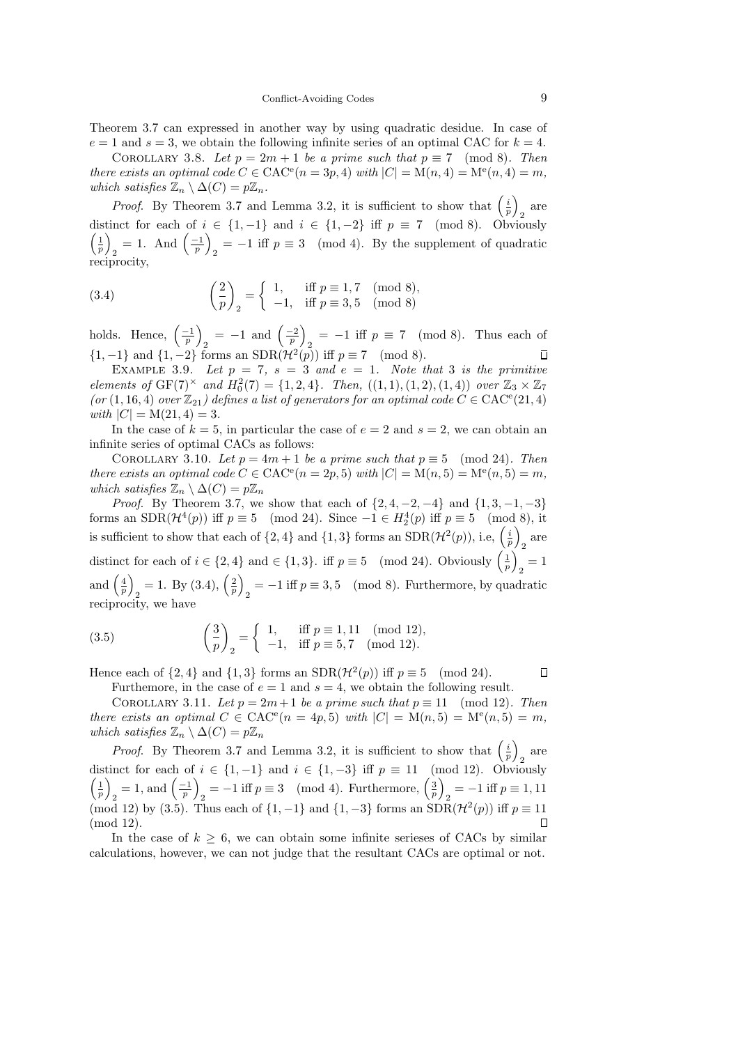Theorem 3.7 can expressed in another way by using quadratic desidue. In case of $e = 1$ and $s = 3$, we obtain the following infinite series of an optimal CAC for $k = 4$.

Corollary 3.8. *Let $p = 2m + 1$ be a prime such that $p \equiv 7 \pmod 8$. Then there exists an optimal code $C \in \mathrm{CAC}^{\mathrm{e}}(n = 3p, 4)$ with $|C| = \mathrm{M}(n, 4) = \mathrm{M}^{\mathrm{e}}(n, 4) = m$, which satisfies $\mathbb{Z}_n \setminus \Delta(C) = p\mathbb{Z}_n$.*

*Proof*. By Theorem 3.7 and Lemma 3.2, it is sufficient to show that $\left(\frac{i}{p}\right)_2$ are distinct for each of $i \in \{1, -1\}$ and $i \in \{1, -2\}$ iff $p \equiv 7 \pmod 8$. Obviously $\left(\frac{1}{p}\right)_2 = 1$. And $\left(\frac{-1}{p}\right)_2 = -1$ iff $p \equiv 3 \pmod 4$. By the supplement of quadratic reciprocity,

$$\left(\frac{2}{p}\right)_2 = \begin{cases} 1, & \text{iff } p \equiv 1, 7 \pmod 8, \\ -1, & \text{iff } p \equiv 3, 5 \pmod 8 \end{cases} \tag{3.4}$$

holds. Hence, $\left(\frac{-1}{p}\right)_2 = -1$ and $\left(\frac{-2}{p}\right)_2 = -1$ iff $p \equiv 7 \pmod 8$. Thus each of $\{1, -1\}$ and $\{1, -2\}$ forms an $\mathrm{SDR}(\mathcal{H}^2(p))$ iff $p \equiv 7 \pmod 8$. □

Example 3.9. *Let $p = 7$, $s = 3$ and $e = 1$. Note that 3 is the primitive elements of $\mathrm{GF}(7)^{\times}$ and $H_0^2(7) = \{1, 2, 4\}$. Then, $((1, 1), (1, 2), (1, 4))$ over $\mathbb{Z}_3 \times \mathbb{Z}_7$ (or $(1, 16, 4)$ over $\mathbb{Z}_{21}$) defines a list of generators for an optimal code $C \in \mathrm{CAC}^{\mathrm{e}}(21, 4)$ with $|C| = \mathrm{M}(21, 4) = 3$.*

In the case of $k = 5$, in particular the case of $e = 2$ and $s = 2$, we can obtain an infinite series of optimal CACs as follows:

Corollary 3.10. *Let $p = 4m + 1$ be a prime such that $p \equiv 5 \pmod{24}$. Then there exists an optimal code $C \in \mathrm{CAC}^{\mathrm{e}}(n = 2p, 5)$ with $|C| = \mathrm{M}(n, 5) = \mathrm{M}^{\mathrm{e}}(n, 5) = m$, which satisfies $\mathbb{Z}_n \setminus \Delta(C) = p\mathbb{Z}_n$*

*Proof*. By Theorem 3.7, we show that each of $\{2, 4, -2, -4\}$ and $\{1, 3, -1, -3\}$ forms an $\mathrm{SDR}(\mathcal{H}^4(p))$ iff $p \equiv 5 \pmod{24}$. Since $-1 \in H_2^4(p)$ iff $p \equiv 5 \pmod 8$, it is sufficient to show that each of $\{2, 4\}$ and $\{1, 3\}$ forms an $\mathrm{SDR}(\mathcal{H}^2(p))$, i.e, $\left(\frac{i}{p}\right)_2$ are distinct for each of $i \in \{2, 4\}$ and $\in \{1, 3\}$. iff $p \equiv 5 \pmod{24}$. Obviously $\left(\frac{1}{p}\right)_2 = 1$ and $\left(\frac{4}{p}\right)_2 = 1$. By (3.4), $\left(\frac{2}{p}\right)_2 = -1$ iff $p \equiv 3, 5 \pmod 8$. Furthermore, by quadratic reciprocity, we have

$$\left(\frac{3}{p}\right)_2 = \begin{cases} 1, & \text{iff } p \equiv 1, 11 \pmod{12}, \\ -1, & \text{iff } p \equiv 5, 7 \pmod{12}. \end{cases} \tag{3.5}$$

Hence each of $\{2, 4\}$ and $\{1, 3\}$ forms an $\mathrm{SDR}(\mathcal{H}^2(p))$ iff $p \equiv 5 \pmod{24}$. □

Furthemore, in the case of $e = 1$ and $s = 4$, we obtain the following result.

Corollary 3.11. *Let $p = 2m+1$ be a prime such that $p \equiv 11 \pmod{12}$. Then there exists an optimal $C \in \mathrm{CAC}^{\mathrm{e}}(n = 4p, 5)$ with $|C| = \mathrm{M}(n, 5) = \mathrm{M}^{\mathrm{e}}(n, 5) = m$, which satisfies $\mathbb{Z}_n \setminus \Delta(C) = p\mathbb{Z}_n$*

*Proof*. By Theorem 3.7 and Lemma 3.2, it is sufficient to show that $\left(\frac{i}{p}\right)_2$ are distinct for each of $i \in \{1, -1\}$ and $i \in \{1, -3\}$ iff $p \equiv 11 \pmod{12}$. Obviously $\left(\frac{1}{p}\right)_2 = 1$, and $\left(\frac{-1}{p}\right)_2 = -1$ iff $p \equiv 3 \pmod 4$. Furthermore, $\left(\frac{3}{p}\right)_2 = -1$ iff $p \equiv 1, 11 \pmod{12}$ by (3.5). Thus each of $\{1, -1\}$ and $\{1, -3\}$ forms an $\mathrm{SDR}(\mathcal{H}^2(p))$ iff $p \equiv 11 \pmod{12}$. □

In the case of $k \geq 6$, we can obtain some infinite serieses of CACs by similar calculations, however, we can not judge that the resultant CACs are optimal or not.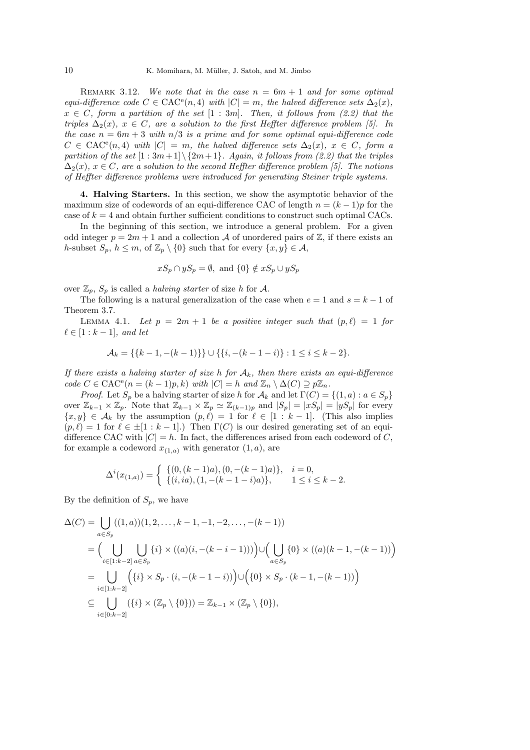REMARK 3.12. *We note that in the case $n = 6m + 1$ and for some optimal equi-difference code $C \in \mathrm{CAC}^{\mathrm{e}}(n, 4)$ with $|C| = m$, the halved difference sets $\Delta_2(x)$, $x \in C$, form a partition of the set $[1 : 3m]$. Then, it follows from (2.2) that the triples $\Delta_2(x)$, $x \in C$, are a solution to the first Heffter difference problem [5]. In the case $n = 6m + 3$ with $n/3$ is a prime and for some optimal equi-difference code $C \in \mathrm{CAC}^{\mathrm{e}}(n, 4)$ with $|C| = m$, the halved difference sets $\Delta_2(x)$, $x \in C$, form a partition of the set $[1 : 3m + 1] \setminus \{2m + 1\}$. Again, it follows from (2.2) that the triples $\Delta_2(x)$, $x \in C$, are a solution to the second Heffter difference problem [5]. The notions of Heffter difference problems were introduced for generating Steiner triple systems.*

**4. Halving Starters.** In this section, we show the asymptotic behavior of the maximum size of codewords of an equi-difference CAC of length $n = (k - 1)p$ for the case of $k = 4$ and obtain further sufficient conditions to construct such optimal CACs.

In the beginning of this section, we introduce a general problem. For a given odd integer $p = 2m + 1$ and a collection $\mathcal{A}$ of unordered pairs of $\mathbb{Z}$, if there exists an $h$-subset $S_p$, $h \le m$, of $\mathbb{Z}_p \setminus \{0\}$ such that for every $\{x, y\} \in \mathcal{A}$,

$$xS_p \cap yS_p = \emptyset, \text{ and } \{0\} \notin xS_p \cup yS_p$$

over $\mathbb{Z}_p$, $S_p$ is called a *halving starter* of size $h$ for $\mathcal{A}$.

The following is a natural generalization of the case when $e = 1$ and $s = k - 1$ of Theorem 3.7.

LEMMA 4.1. *Let $p = 2m + 1$ be a positive integer such that $(p, \ell) = 1$ for $\ell \in [1 : k - 1]$, and let*

$$\mathcal{A}_k = \{\{k - 1, -(k - 1)\}\} \cup \{\{i, -(k - 1 - i)\} : 1 \le i \le k - 2\}.$$

*If there exists a halving starter of size $h$ for $\mathcal{A}_k$, then there exists an equi-difference code $C \in \mathrm{CAC}^{\mathrm{e}}(n = (k - 1)p, k)$ with $|C| = h$ and $\mathbb{Z}_n \setminus \Delta(C) \supseteq p\mathbb{Z}_n$.*

*Proof.* Let $S_p$ be a halving starter of size $h$ for $\mathcal{A}_k$ and let $\Gamma(C) = \{(1, a) : a \in S_p\}$ over $\mathbb{Z}_{k-1} \times \mathbb{Z}_p$. Note that $\mathbb{Z}_{k-1} \times \mathbb{Z}_p \simeq \mathbb{Z}_{(k-1)p}$ and $|S_p| = |xS_p| = |yS_p|$ for every $\{x, y\} \in \mathcal{A}_k$ by the assumption $(p, \ell) = 1$ for $\ell \in [1 : k - 1]$. (This also implies $(p, \ell) = 1$ for $\ell \in \pm[1 : k - 1]$.) Then $\Gamma(C)$ is our desired generating set of an equi-difference CAC with $|C| = h$. In fact, the differences arised from each codeword of $C$, for example a codeword $x_{(1,a)}$ with generator $(1, a)$, are

$$\Delta^i(x_{(1,a)}) = \begin{cases} \{(0, (k - 1)a), (0, -(k - 1)a)\}, & i = 0, \\ \{(i, ia), (1, -(k - 1 - i)a)\}, & 1 \le i \le k - 2. \end{cases}$$

By the definition of $S_p$, we have

$$\begin{aligned}
\Delta(C) &= \bigcup_{a \in S_p} ((1, a))(1, 2, \ldots, k - 1, -1, -2, \ldots, -(k - 1)) \\
&= \Big( \bigcup_{i \in [1:k-2]} \bigcup_{a \in S_p} \{i\} \times ((a)(i, -(k - i - 1))) \Big) \cup \Big( \bigcup_{a \in S_p} \{0\} \times ((a)(k - 1, -(k - 1)) \Big) \\
&= \bigcup_{i \in [1:k-2]} \Big( \{i\} \times S_p \cdot (i, -(k - 1 - i)) \Big) \cup \Big( \{0\} \times S_p \cdot (k - 1, -(k - 1)) \Big) \\
&\subseteq \bigcup_{i \in [0:k-2]} (\{i\} \times (\mathbb{Z}_p \setminus \{0\})) = \mathbb{Z}_{k-1} \times (\mathbb{Z}_p \setminus \{0\}),
\end{aligned}$$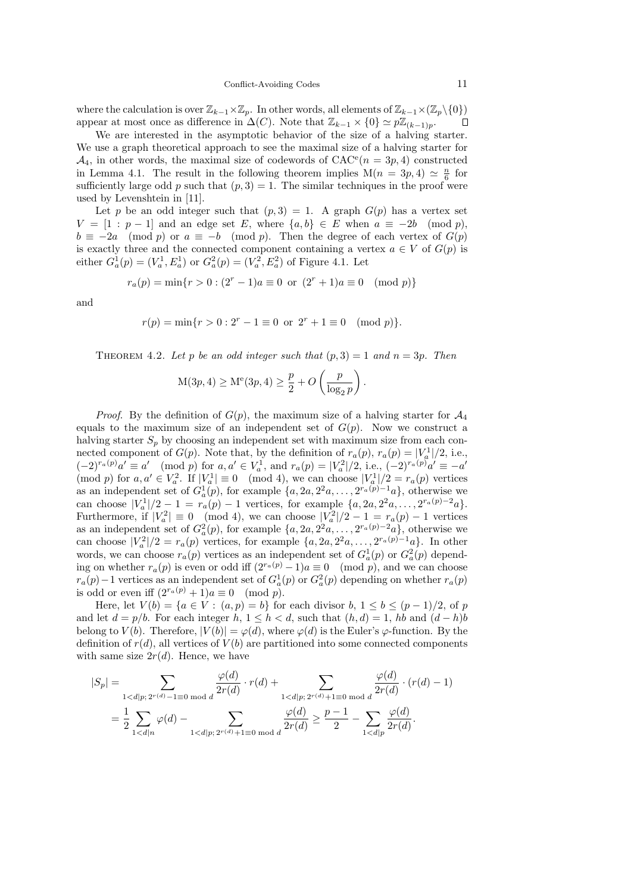where the calculation is over $\mathbb{Z}_{k-1}\times\mathbb{Z}_p$. In other words, all elements of $\mathbb{Z}_{k-1}\times(\mathbb{Z}_p\backslash\{0\})$ appear at most once as difference in $\Delta(C)$. Note that $\mathbb{Z}_{k-1}\times\{0\}\simeq p\mathbb{Z}_{(k-1)p}$. $\square$

We are interested in the asymptotic behavior of the size of a halving starter. We use a graph theoretical approach to see the maximal size of a halving starter for $\mathcal{A}_4$, in other words, the maximal size of codewords of $\mathrm{CAC^e}(n=3p,4)$ constructed in Lemma 4.1. The result in the following theorem implies $\mathrm{M}(n=3p,4)\simeq\frac{n}{6}$ for sufficiently large odd $p$ such that $(p,3)=1$. The similar techniques in the proof were used by Levenshtein in [11].

Let $p$ be an odd integer such that $(p,3)=1$. A graph $G(p)$ has a vertex set $V=[1:p-1]$ and an edge set $E$, where $\{a,b\}\in E$ when $a\equiv-2b \pmod p$, $b\equiv-2a \pmod p$ or $a\equiv-b \pmod p$. Then the degree of each vertex of $G(p)$ is exactly three and the connected component containing a vertex $a\in V$ of $G(p)$ is either $G_a^1(p)=(V_a^1,E_a^1)$ or $G_a^2(p)=(V_a^2,E_a^2)$ of Figure 4.1. Let

$$r_a(p)=\min\{r>0:(2^r-1)a\equiv0 \text{ or } (2^r+1)a\equiv0 \pmod p\}$$

and

$$r(p)=\min\{r>0:2^r-1\equiv0 \text{ or } 2^r+1\equiv0 \pmod p\}.$$

Theorem 4.2. *Let $p$ be an odd integer such that $(p,3)=1$ and $n=3p$. Then*

$$\mathrm{M}(3p,4)\geq\mathrm{M^e}(3p,4)\geq\frac{p}{2}+O\left(\frac{p}{\log_2 p}\right).$$

*Proof*. By the definition of $G(p)$, the maximum size of a halving starter for $\mathcal{A}_4$ equals to the maximum size of an independent set of $G(p)$. Now we construct a halving starter $S_p$ by choosing an independent set with maximum size from each connected component of $G(p)$. Note that, by the definition of $r_a(p)$, $r_a(p)=|V_a^1|/2$, i.e., $(-2)^{r_a(p)}a'\equiv a' \pmod p$ for $a,a'\in V_a^1$, and $r_a(p)=|V_a^2|/2$, i.e., $(-2)^{r_a(p)}a'\equiv-a' \pmod p$ for $a,a'\in V_a^2$. If $|V_a^1|\equiv0 \pmod 4$, we can choose $|V_a^1|/2=r_a(p)$ vertices as an independent set of $G_a^1(p)$, for example $\{a,2a,2^2a,\ldots,2^{r_a(p)-1}a\}$, otherwise we can choose $|V_a^1|/2-1=r_a(p)-1$ vertices, for example $\{a,2a,2^2a,\ldots,2^{r_a(p)-2}a\}$. Furthermore, if $|V_a^2|\equiv0 \pmod 4$, we can choose $|V_a^2|/2-1=r_a(p)-1$ vertices as an independent set of $G_a^2(p)$, for example $\{a,2a,2^2a,\ldots,2^{r_a(p)-2}a\}$, otherwise we can choose $|V_a^2|/2=r_a(p)$ vertices, for example $\{a,2a,2^2a,\ldots,2^{r_a(p)-1}a\}$. In other words, we can choose $r_a(p)$ vertices as an independent set of $G_a^1(p)$ or $G_a^2(p)$ depending on whether $r_a(p)$ is even or odd iff $(2^{r_a(p)}-1)a\equiv0 \pmod p$, and we can choose $r_a(p)-1$ vertices as an independent set of $G_a^1(p)$ or $G_a^2(p)$ depending on whether $r_a(p)$ is odd or even iff $(2^{r_a(p)}+1)a\equiv0 \pmod p$.

Here, let $V(b)=\{a\in V:(a,p)=b\}$ for each divisor $b$, $1\leq b\leq(p-1)/2$, of $p$ and let $d=p/b$. For each integer $h$, $1\leq h<d$, such that $(h,d)=1$, $hb$ and $(d-h)b$ belong to $V(b)$. Therefore, $|V(b)|=\varphi(d)$, where $\varphi(d)$ is the Euler's $\varphi$-function. By the definition of $r(d)$, all vertices of $V(b)$ are partitioned into some connected components with same size $2r(d)$. Hence, we have

$$\begin{aligned}
|S_p|&=\sum_{1<d|p;\,2^{r(d)}-1\equiv0 \bmod d}\frac{\varphi(d)}{2r(d)}\cdot r(d)+\sum_{1<d|p;\,2^{r(d)}+1\equiv0 \bmod d}\frac{\varphi(d)}{2r(d)}\cdot(r(d)-1)\\
&=\frac{1}{2}\sum_{1<d|n}\varphi(d)-\sum_{1<d|p;\,2^{r(d)}+1\equiv0 \bmod d}\frac{\varphi(d)}{2r(d)}\geq\frac{p-1}{2}-\sum_{1<d|p}\frac{\varphi(d)}{2r(d)}.
\end{aligned}$$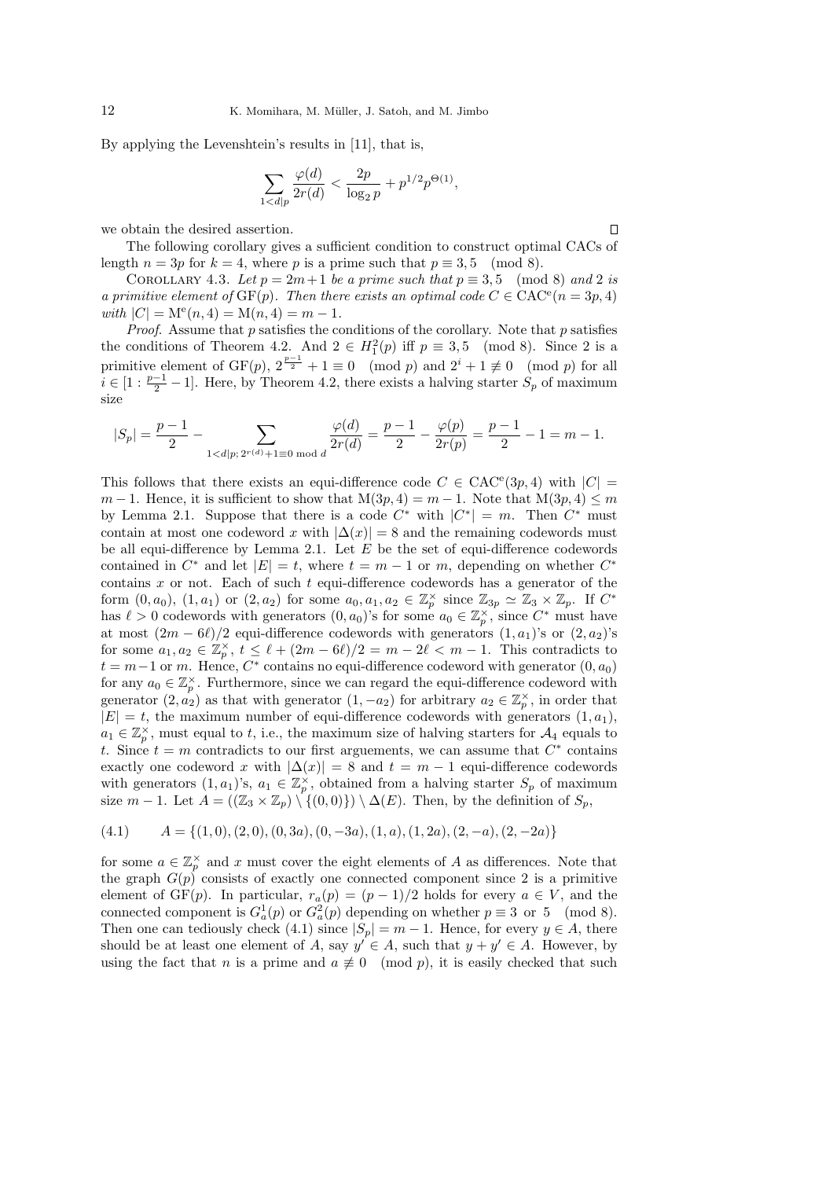By applying the Levenshtein's results in [11], that is,

$$\sum_{1<d|p} \frac{\varphi(d)}{2r(d)} < \frac{2p}{\log_2 p} + p^{1/2}p^{\Theta(1)},$$

we obtain the desired assertion. □

The following corollary gives a sufficient condition to construct optimal CACs of length $n = 3p$ for $k = 4$, where $p$ is a prime such that $p \equiv 3, 5 \pmod 8$.

Corollary 4.3. *Let $p = 2m+1$ be a prime such that $p \equiv 3, 5 \pmod 8$ and 2 is a primitive element of* $\mathrm{GF}(p)$. *Then there exists an optimal code $C \in \mathrm{CAC}^{\mathrm{e}}(n = 3p, 4)$ with $|C| = \mathrm{M}^{\mathrm{e}}(n, 4) = \mathrm{M}(n, 4) = m - 1$.*

*Proof.* Assume that $p$ satisfies the conditions of the corollary. Note that $p$ satisfies the conditions of Theorem 4.2. And $2 \in H_1^2(p)$ iff $p \equiv 3, 5 \pmod 8$. Since 2 is a primitive element of $\mathrm{GF}(p)$, $2^{\frac{p-1}{2}} + 1 \equiv 0 \pmod p$ and $2^i + 1 \not\equiv 0 \pmod p$ for all $i \in [1 : \frac{p-1}{2} - 1]$. Here, by Theorem 4.2, there exists a halving starter $S_p$ of maximum size

$$|S_p| = \frac{p-1}{2} - \sum_{1<d|p;\, 2^{r(d)}+1 \equiv 0 \bmod d} \frac{\varphi(d)}{2r(d)} = \frac{p-1}{2} - \frac{\varphi(p)}{2r(p)} = \frac{p-1}{2} - 1 = m - 1.$$

This follows that there exists an equi-difference code $C \in \mathrm{CAC}^{\mathrm{e}}(3p, 4)$ with $|C| = m-1$. Hence, it is sufficient to show that $\mathrm{M}(3p, 4) = m - 1$. Note that $\mathrm{M}(3p, 4) \le m$ by Lemma 2.1. Suppose that there is a code $C^*$ with $|C^*| = m$. Then $C^*$ must contain at most one codeword $x$ with $|\Delta(x)| = 8$ and the remaining codewords must be all equi-difference by Lemma 2.1. Let $E$ be the set of equi-difference codewords contained in $C^*$ and let $|E| = t$, where $t = m - 1$ or $m$, depending on whether $C^*$ contains $x$ or not. Each of such $t$ equi-difference codewords has a generator of the form $(0, a_0)$, $(1, a_1)$ or $(2, a_2)$ for some $a_0, a_1, a_2 \in \mathbb{Z}_p^\times$ since $\mathbb{Z}_{3p} \simeq \mathbb{Z}_3 \times \mathbb{Z}_p$. If $C^*$ has $\ell > 0$ codewords with generators $(0, a_0)$'s for some $a_0 \in \mathbb{Z}_p^\times$, since $C^*$ must have at most $(2m - 6\ell)/2$ equi-difference codewords with generators $(1, a_1)$'s or $(2, a_2)$'s for some $a_1, a_2 \in \mathbb{Z}_p^\times$, $t \le \ell + (2m - 6\ell)/2 = m - 2\ell < m - 1$. This contradicts to $t = m-1$ or $m$. Hence, $C^*$ contains no equi-difference codeword with generator $(0, a_0)$ for any $a_0 \in \mathbb{Z}_p^\times$. Furthermore, since we can regard the equi-difference codeword with generator $(2, a_2)$ as that with generator $(1, -a_2)$ for arbitrary $a_2 \in \mathbb{Z}_p^\times$, in order that $|E| = t$, the maximum number of equi-difference codewords with generators $(1, a_1)$, $a_1 \in \mathbb{Z}_p^\times$, must equal to $t$, i.e., the maximum size of halving starters for $\mathcal{A}_4$ equals to $t$. Since $t = m$ contradicts to our first arguements, we can assume that $C^*$ contains exactly one codeword $x$ with $|\Delta(x)| = 8$ and $t = m - 1$ equi-difference codewords with generators $(1, a_1)$'s, $a_1 \in \mathbb{Z}_p^\times$, obtained from a halving starter $S_p$ of maximum size $m - 1$. Let $A = ((\mathbb{Z}_3 \times \mathbb{Z}_p) \setminus \{(0, 0)\}) \setminus \Delta(E)$. Then, by the definition of $S_p$,

$$A = \{(1, 0), (2, 0), (0, 3a), (0, -3a), (1, a), (1, 2a), (2, -a), (2, -2a)\} \tag{4.1}$$

for some $a \in \mathbb{Z}_p^\times$ and $x$ must cover the eight elements of $A$ as differences. Note that the graph $G(p)$ consists of exactly one connected component since 2 is a primitive element of $\mathrm{GF}(p)$. In particular, $r_a(p) = (p-1)/2$ holds for every $a \in V$, and the connected component is $G_a^1(p)$ or $G_a^2(p)$ depending on whether $p \equiv 3$ or $5 \pmod 8$. Then one can tediously check (4.1) since $|S_p| = m - 1$. Hence, for every $y \in A$, there should be at least one element of $A$, say $y' \in A$, such that $y + y' \in A$. However, by using the fact that $n$ is a prime and $a \not\equiv 0 \pmod p$, it is easily checked that such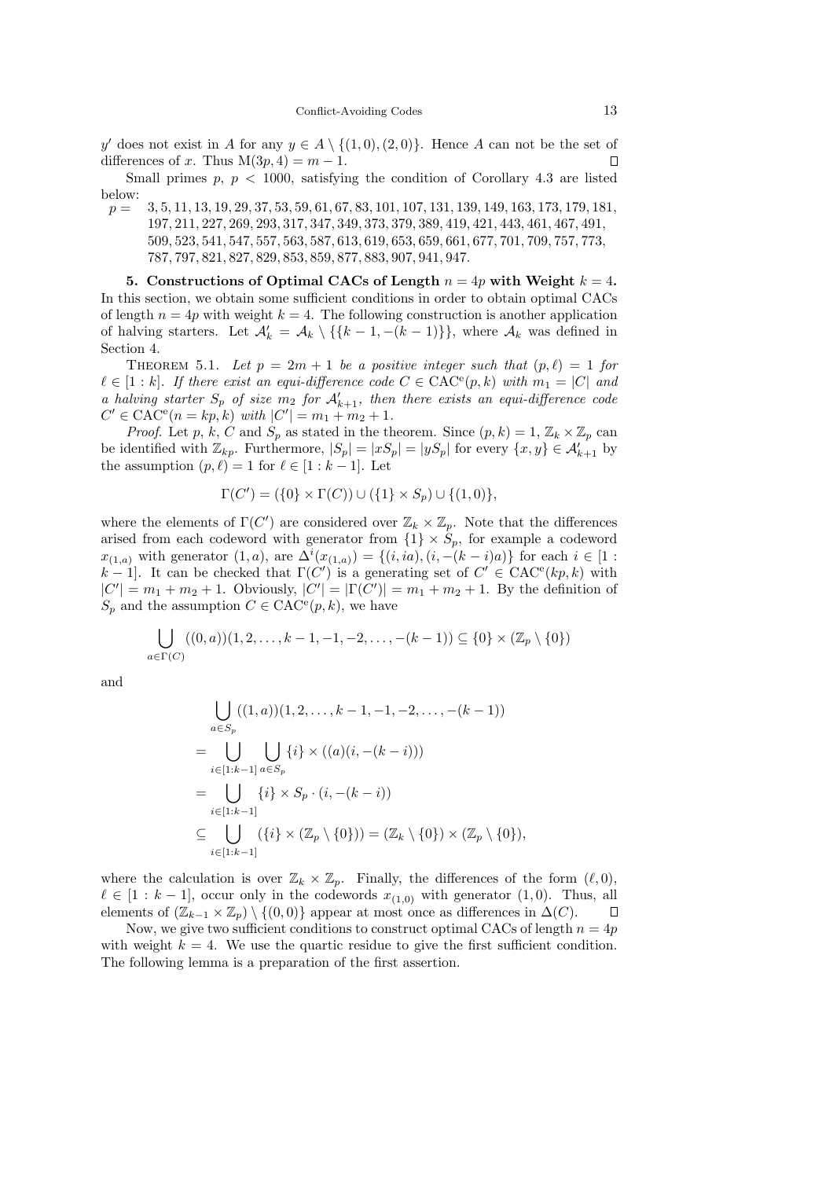$y'$ does not exist in $A$ for any $y \in A \setminus \{(1,0),(2,0)\}$. Hence $A$ can not be the set of differences of $x$. Thus $\mathrm{M}(3p, 4) = m - 1$. □

Small primes $p$, $p < 1000$, satisfying the condition of Corollary 4.3 are listed below:

$p =$ 3, 5, 11, 13, 19, 29, 37, 53, 59, 61, 67, 83, 101, 107, 131, 139, 149, 163, 173, 179, 181, 197, 211, 227, 269, 293, 317, 347, 349, 373, 379, 389, 419, 421, 443, 461, 467, 491, 509, 523, 541, 547, 557, 563, 587, 613, 619, 653, 659, 661, 677, 701, 709, 757, 773, 787, 797, 821, 827, 829, 853, 859, 877, 883, 907, 941, 947.

**5. Constructions of Optimal CACs of Length $n = 4p$ with Weight $k = 4$.** In this section, we obtain some sufficient conditions in order to obtain optimal CACs of length $n = 4p$ with weight $k = 4$. The following construction is another application of halving starters. Let $\mathcal{A}'_k = \mathcal{A}_k \setminus \{\{k-1, -(k-1)\}\}$, where $\mathcal{A}_k$ was defined in Section 4.

Theorem 5.1. *Let $p = 2m+1$ be a positive integer such that $(p, \ell) = 1$ for $\ell \in [1:k]$. If there exist an equi-difference code $C \in \mathrm{CAC}^{\mathrm{e}}(p,k)$ with $m_1 = |C|$ and a halving starter $S_p$ of size $m_2$ for $\mathcal{A}'_{k+1}$, then there exists an equi-difference code $C' \in \mathrm{CAC}^{\mathrm{e}}(n = kp, k)$ with $|C'| = m_1 + m_2 + 1$.*

*Proof.* Let $p$, $k$, $C$ and $S_p$ as stated in the theorem. Since $(p,k) = 1$, $\mathbb{Z}_k \times \mathbb{Z}_p$ can be identified with $\mathbb{Z}_{kp}$. Furthermore, $|S_p| = |xS_p| = |yS_p|$ for every $\{x, y\} \in \mathcal{A}'_{k+1}$ by the assumption $(p, \ell) = 1$ for $\ell \in [1 : k-1]$. Let

$$\Gamma(C') = (\{0\} \times \Gamma(C)) \cup (\{1\} \times S_p) \cup \{(1,0)\},$$

where the elements of $\Gamma(C')$ are considered over $\mathbb{Z}_k \times \mathbb{Z}_p$. Note that the differences arised from each codeword with generator from $\{1\} \times S_p$, for example a codeword $x_{(1,a)}$ with generator $(1,a)$, are $\Delta^i(x_{(1,a)}) = \{(i, ia), (i, -(k-i)a)\}$ for each $i \in [1 : k-1]$. It can be checked that $\Gamma(C')$ is a generating set of $C' \in \mathrm{CAC}^{\mathrm{e}}(kp, k)$ with $|C'| = m_1 + m_2 + 1$. Obviously, $|C'| = |\Gamma(C')| = m_1 + m_2 + 1$. By the definition of $S_p$ and the assumption $C \in \mathrm{CAC}^{\mathrm{e}}(p,k)$, we have

$$\bigcup_{a \in \Gamma(C)} ((0,a))(1, 2, \ldots, k-1, -1, -2, \ldots, -(k-1)) \subseteq \{0\} \times (\mathbb{Z}_p \setminus \{0\})$$

and

$$\begin{aligned}
&\bigcup_{a \in S_p} ((1,a))(1, 2, \ldots, k-1, -1, -2, \ldots, -(k-1)) \\
&= \bigcup_{i \in [1:k-1]} \bigcup_{a \in S_p} \{i\} \times ((a)(i, -(k-i))) \\
&= \bigcup_{i \in [1:k-1]} \{i\} \times S_p \cdot (i, -(k-i)) \\
&\subseteq \bigcup_{i \in [1:k-1]} (\{i\} \times (\mathbb{Z}_p \setminus \{0\})) = (\mathbb{Z}_k \setminus \{0\}) \times (\mathbb{Z}_p \setminus \{0\}),
\end{aligned}$$

where the calculation is over $\mathbb{Z}_k \times \mathbb{Z}_p$. Finally, the differences of the form $(\ell, 0)$, $\ell \in [1 : k-1]$, occur only in the codewords $x_{(1,0)}$ with generator $(1,0)$. Thus, all elements of $(\mathbb{Z}_{k-1} \times \mathbb{Z}_p) \setminus \{(0,0)\}$ appear at most once as differences in $\Delta(C)$. □

Now, we give two sufficient conditions to construct optimal CACs of length $n = 4p$ with weight $k = 4$. We use the quartic residue to give the first sufficient condition. The following lemma is a preparation of the first assertion.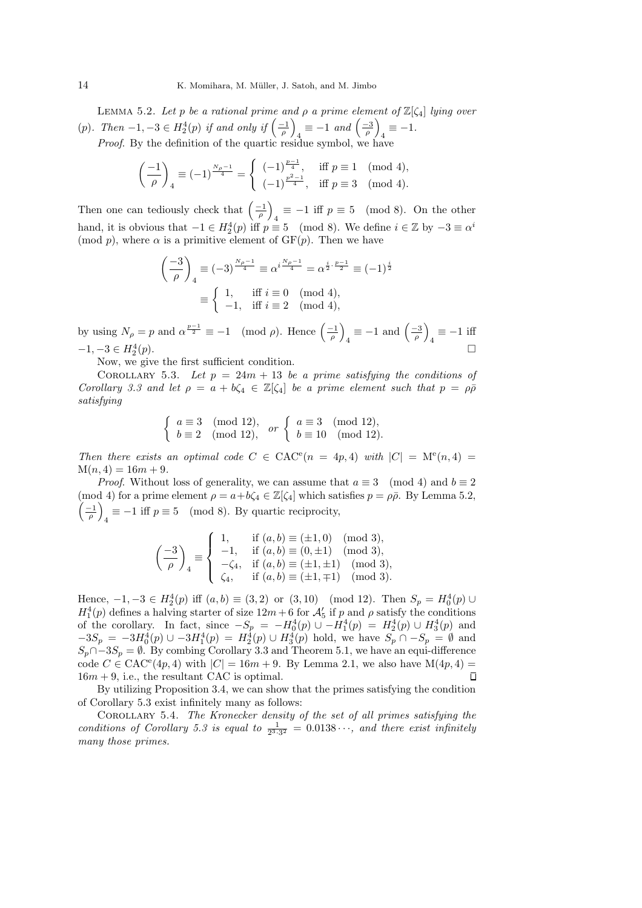Lemma 5.2. *Let $p$ be a rational prime and $\rho$ a prime element of $\mathbb{Z}[\zeta_4]$ lying over $(p)$. Then $-1,-3 \in H_2^4(p)$ if and only if $\left(\frac{-1}{\rho}\right)_4 \equiv -1$ and $\left(\frac{-3}{\rho}\right)_4 \equiv -1$.*

*Proof*. By the definition of the quartic residue symbol, we have

$$\left(\frac{-1}{\rho}\right)_4 \equiv (-1)^{\frac{N_\rho - 1}{4}} = \begin{cases} (-1)^{\frac{p-1}{4}}, & \text{iff } p \equiv 1 \pmod 4, \\ (-1)^{\frac{p^2-1}{4}}, & \text{iff } p \equiv 3 \pmod 4. \end{cases}$$

Then one can tediously check that $\left(\frac{-1}{\rho}\right)_4 \equiv -1$ iff $p \equiv 5 \pmod 8$. On the other hand, it is obvious that $-1 \in H_2^4(p)$ iff $p \equiv 5 \pmod 8$. We define $i \in \mathbb{Z}$ by $-3 \equiv \alpha^i \pmod p$, where $\alpha$ is a primitive element of $\mathrm{GF}(p)$. Then we have

$$\left(\frac{-3}{\rho}\right)_4 \equiv (-3)^{\frac{N_\rho - 1}{4}} \equiv \alpha^{i\frac{N_\rho - 1}{4}} = \alpha^{\frac{i}{2}\cdot\frac{p-1}{2}} \equiv (-1)^{\frac{i}{2}}$$
$$\equiv \begin{cases} 1, & \text{iff } i \equiv 0 \pmod 4, \\ -1, & \text{iff } i \equiv 2 \pmod 4, \end{cases}$$

by using $N_\rho = p$ and $\alpha^{\frac{p-1}{2}} \equiv -1 \pmod \rho$. Hence $\left(\frac{-1}{\rho}\right)_4 \equiv -1$ and $\left(\frac{-3}{\rho}\right)_4 \equiv -1$ iff $-1,-3 \in H_2^4(p)$. $\square$

Now, we give the first sufficient condition.

Corollary 5.3. *Let $p = 24m + 13$ be a prime satisfying the conditions of Corollary 3.3 and let $\rho = a + b\zeta_4 \in \mathbb{Z}[\zeta_4]$ be a prime element such that $p = \rho\bar{\rho}$ satisfying*

$$\begin{cases} a \equiv 3 \pmod{12}, \\ b \equiv 2 \pmod{12}, \end{cases} \text{or} \begin{cases} a \equiv 3 \pmod{12}, \\ b \equiv 10 \pmod{12}. \end{cases}$$

*Then there exists an optimal code $C \in \mathrm{CAC}^{\mathrm{e}}(n = 4p, 4)$ with $|C| = \mathrm{M}^{\mathrm{e}}(n,4) = \mathrm{M}(n,4) = 16m + 9$.*

*Proof*. Without loss of generality, we can assume that $a \equiv 3 \pmod 4$ and $b \equiv 2 \pmod 4$ for a prime element $\rho = a + b\zeta_4 \in \mathbb{Z}[\zeta_4]$ which satisfies $p = \rho\bar{\rho}$. By Lemma 5.2, $\left(\frac{-1}{\rho}\right)_4 \equiv -1$ iff $p \equiv 5 \pmod 8$. By quartic reciprocity,

$$\left(\frac{-3}{\rho}\right)_4 \equiv \begin{cases} 1, & \text{if } (a,b) \equiv (\pm 1, 0) \pmod 3, \\ -1, & \text{if } (a,b) \equiv (0, \pm 1) \pmod 3, \\ -\zeta_4, & \text{if } (a,b) \equiv (\pm 1, \pm 1) \pmod 3, \\ \zeta_4, & \text{if } (a,b) \equiv (\pm 1, \mp 1) \pmod 3. \end{cases}$$

Hence, $-1,-3 \in H_2^4(p)$ iff $(a,b) \equiv (3,2)$ or $(3,10) \pmod{12}$. Then $S_p = H_0^4(p) \cup H_1^4(p)$ defines a halving starter of size $12m + 6$ for $\mathcal{A}_5'$ if $p$ and $\rho$ satisfy the conditions of the corollary. In fact, since $-S_p = -H_0^4(p) \cup -H_1^4(p) = H_2^4(p) \cup H_3^4(p)$ and $-3S_p = -3H_0^4(p) \cup -3H_1^4(p) = H_2^4(p) \cup H_3^4(p)$ hold, we have $S_p \cap -S_p = \emptyset$ and $S_p \cap -3S_p = \emptyset$. By combing Corollary 3.3 and Theorem 5.1, we have an equi-difference code $C \in \mathrm{CAC}^{\mathrm{e}}(4p, 4)$ with $|C| = 16m + 9$. By Lemma 2.1, we also have $\mathrm{M}(4p, 4) = 16m + 9$, i.e., the resultant CAC is optimal. $\square$

By utilizing Proposition 3.4, we can show that the primes satisfying the condition of Corollary 5.3 exist infinitely many as follows:

Corollary 5.4. *The Kronecker density of the set of all primes satisfying the conditions of Corollary 5.3 is equal to $\frac{1}{2^3 \cdot 3^2} = 0.0138\cdots$, and there exist infinitely many those primes.*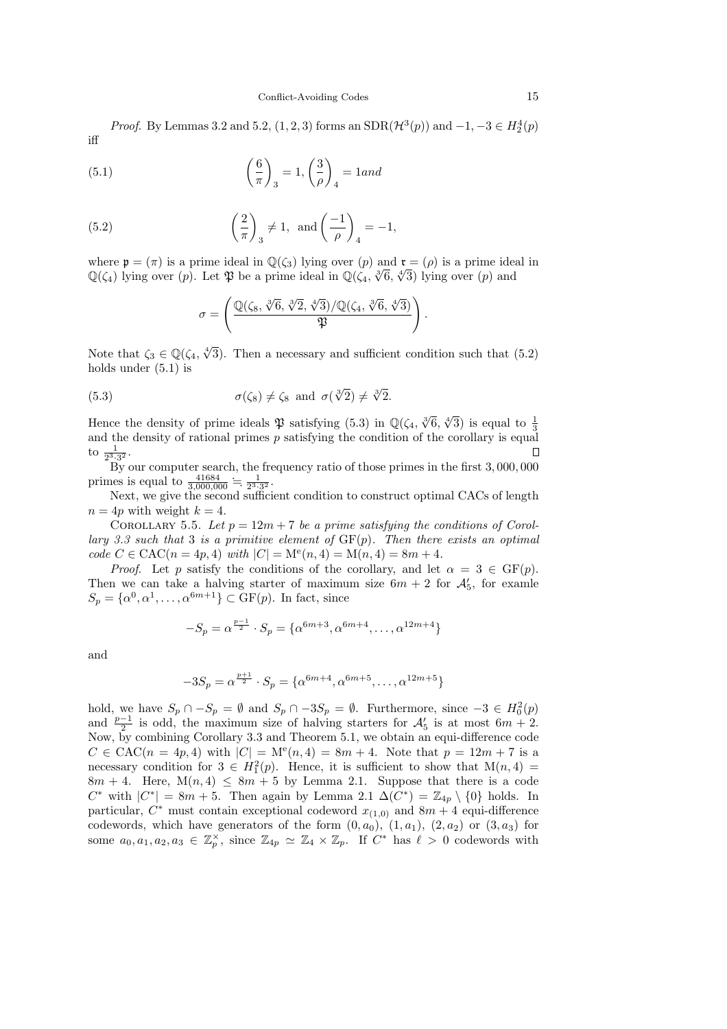*Proof.* By Lemmas 3.2 and 5.2, $(1, 2, 3)$ forms an $\mathrm{SDR}(\mathcal{H}^3(p))$ and $-1, -3 \in H_2^4(p)$ iff

$$\left(\frac{6}{\pi}\right)_3 = 1, \left(\frac{3}{\rho}\right)_4 = 1 and \tag{5.1}$$

$$\left(\frac{2}{\pi}\right)_3 \neq 1, \text{ and } \left(\frac{-1}{\rho}\right)_4 = -1, \tag{5.2}$$

where $\mathfrak{p} = (\pi)$ is a prime ideal in $\mathbb{Q}(\zeta_3)$ lying over $(p)$ and $\mathfrak{r} = (\rho)$ is a prime ideal in $\mathbb{Q}(\zeta_4)$ lying over $(p)$. Let $\mathfrak{P}$ be a prime ideal in $\mathbb{Q}(\zeta_4, \sqrt[3]{6}, \sqrt[4]{3})$ lying over $(p)$ and

$$\sigma = \left(\frac{\mathbb{Q}(\zeta_8, \sqrt[3]{6}, \sqrt[3]{2}, \sqrt[4]{3})/\mathbb{Q}(\zeta_4, \sqrt[3]{6}, \sqrt[4]{3})}{\mathfrak{P}}\right).$$

Note that $\zeta_3 \in \mathbb{Q}(\zeta_4, \sqrt[4]{3})$. Then a necessary and sufficient condition such that (5.2) holds under (5.1) is

$$\sigma(\zeta_8) \neq \zeta_8 \text{ and } \sigma(\sqrt[3]{2}) \neq \sqrt[3]{2}. \tag{5.3}$$

Hence the density of prime ideals $\mathfrak{P}$ satisfying (5.3) in $\mathbb{Q}(\zeta_4, \sqrt[3]{6}, \sqrt[4]{3})$ is equal to $\frac{1}{3}$ and the density of rational primes $p$ satisfying the condition of the corollary is equal to $\frac{1}{2^3 \cdot 3^2}$. □

By our computer search, the frequency ratio of those primes in the first 3,000,000 primes is equal to $\frac{41684}{3{,}000{,}000} \doteqdot \frac{1}{2^3 \cdot 3^2}$.

Next, we give the second sufficient condition to construct optimal CACs of length $n = 4p$ with weight $k = 4$.

Corollary 5.5. *Let $p = 12m + 7$ be a prime satisfying the conditions of Corollary 3.3 such that 3 is a primitive element of $\mathrm{GF}(p)$. Then there exists an optimal code $C \in \mathrm{CAC}(n = 4p, 4)$ with $|C| = \mathrm{M^e}(n, 4) = \mathrm{M}(n, 4) = 8m + 4$.*

*Proof.* Let $p$ satisfy the conditions of the corollary, and let $\alpha = 3 \in \mathrm{GF}(p)$. Then we can take a halving starter of maximum size $6m + 2$ for $\mathcal{A}'_5$, for examle $S_p = \{\alpha^0, \alpha^1, \ldots, \alpha^{6m+1}\} \subset \mathrm{GF}(p)$. In fact, since

$$-S_p = \alpha^{\frac{p-1}{2}} \cdot S_p = \{\alpha^{6m+3}, \alpha^{6m+4}, \ldots, \alpha^{12m+4}\}$$

and

$$-3S_p = \alpha^{\frac{p+1}{2}} \cdot S_p = \{\alpha^{6m+4}, \alpha^{6m+5}, \ldots, \alpha^{12m+5}\}$$

hold, we have $S_p \cap -S_p = \emptyset$ and $S_p \cap -3S_p = \emptyset$. Furthermore, since $-3 \in H_0^2(p)$ and $\frac{p-1}{2}$ is odd, the maximum size of halving starters for $\mathcal{A}'_5$ is at most $6m + 2$. Now, by combining Corollary 3.3 and Theorem 5.1, we obtain an equi-difference code $C \in \mathrm{CAC}(n = 4p, 4)$ with $|C| = \mathrm{M^e}(n, 4) = 8m + 4$. Note that $p = 12m + 7$ is a necessary condition for $3 \in H_1^2(p)$. Hence, it is sufficient to show that $\mathrm{M}(n, 4) = 8m + 4$. Here, $\mathrm{M}(n, 4) \leq 8m + 5$ by Lemma 2.1. Suppose that there is a code $C^*$ with $|C^*| = 8m + 5$. Then again by Lemma 2.1 $\Delta(C^*) = \mathbb{Z}_{4p} \setminus \{0\}$ holds. In particular, $C^*$ must contain exceptional codeword $x_{(1,0)}$ and $8m + 4$ equi-difference codewords, which have generators of the form $(0, a_0)$, $(1, a_1)$, $(2, a_2)$ or $(3, a_3)$ for some $a_0, a_1, a_2, a_3 \in \mathbb{Z}_p^\times$, since $\mathbb{Z}_{4p} \simeq \mathbb{Z}_4 \times \mathbb{Z}_p$. If $C^*$ has $\ell > 0$ codewords with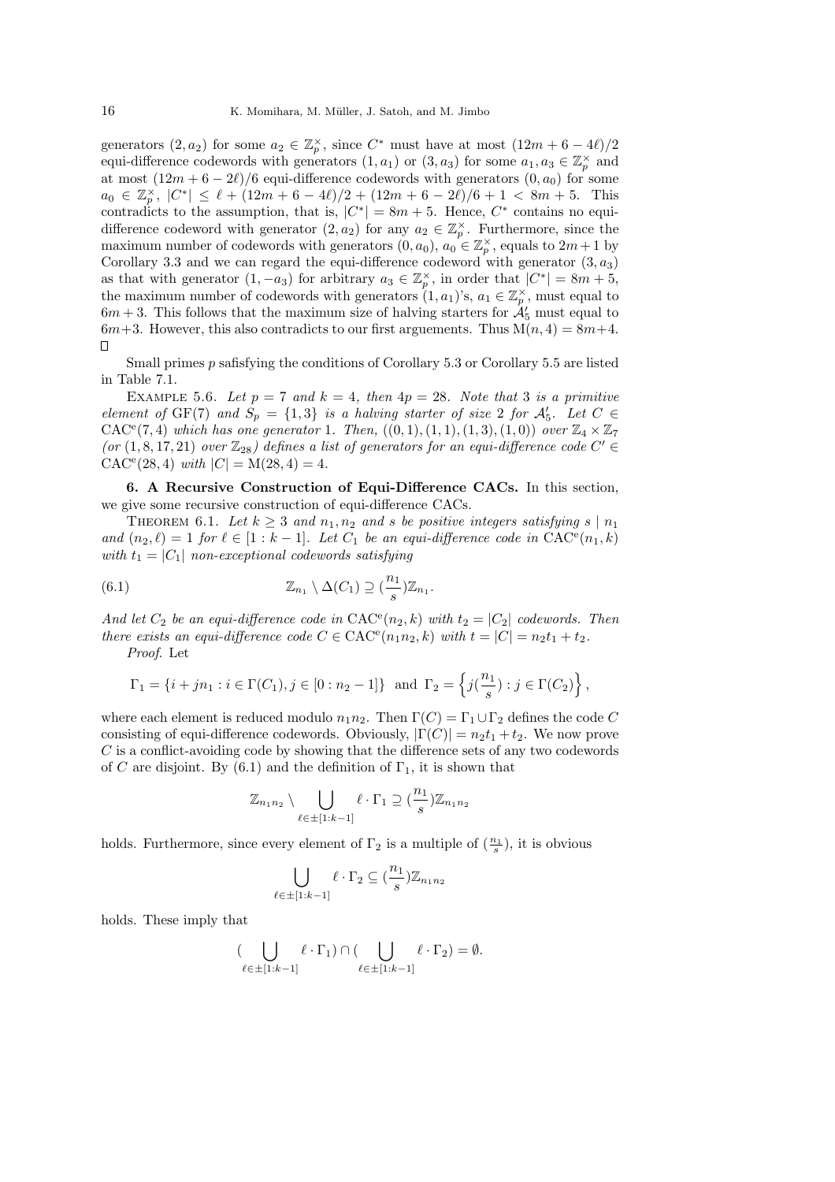generators $(2, a_2)$ for some $a_2 \in \mathbb{Z}_p^\times$, since $C^*$ must have at most $(12m + 6 - 4\ell)/2$ equi-difference codewords with generators $(1, a_1)$ or $(3, a_3)$ for some $a_1, a_3 \in \mathbb{Z}_p^\times$ and at most $(12m + 6 - 2\ell)/6$ equi-difference codewords with generators $(0, a_0)$ for some $a_0 \in \mathbb{Z}_p^\times$, $|C^*| \leq \ell + (12m + 6 - 4\ell)/2 + (12m + 6 - 2\ell)/6 + 1 < 8m + 5$. This contradicts to the assumption, that is, $|C^*| = 8m + 5$. Hence, $C^*$ contains no equi-difference codeword with generator $(2, a_2)$ for any $a_2 \in \mathbb{Z}_p^\times$. Furthermore, since the maximum number of codewords with generators $(0, a_0)$, $a_0 \in \mathbb{Z}_p^\times$, equals to $2m + 1$ by Corollary 3.3 and we can regard the equi-difference codeword with generator $(3, a_3)$ as that with generator $(1, -a_3)$ for arbitrary $a_3 \in \mathbb{Z}_p^\times$, in order that $|C^*| = 8m + 5$, the maximum number of codewords with generators $(1, a_1)$'s, $a_1 \in \mathbb{Z}_p^\times$, must equal to $6m + 3$. This follows that the maximum size of halving starters for $\mathcal{A}'_5$ must equal to $6m + 3$. However, this also contradicts to our first arguements. Thus $\mathrm{M}(n, 4) = 8m + 4$. □

Small primes $p$ safisfying the conditions of Corollary 5.3 or Corollary 5.5 are listed in Table 7.1.

Example 5.6. *Let $p = 7$ and $k = 4$, then $4p = 28$. Note that 3 is a primitive element of* $\mathrm{GF}(7)$ *and $S_p = \{1, 3\}$ is a halving starter of size 2 for $\mathcal{A}'_5$. Let $C \in \mathrm{CAC}^{\mathrm{e}}(7, 4)$ which has one generator 1. Then, $((0, 1), (1, 1), (1, 3), (1, 0))$ over $\mathbb{Z}_4 \times \mathbb{Z}_7$ (or $(1, 8, 17, 21)$ over $\mathbb{Z}_{28}$) defines a list of generators for an equi-difference code $C' \in \mathrm{CAC}^{\mathrm{e}}(28, 4)$ with $|C| = \mathrm{M}(28, 4) = 4$.*

## 6. A Recursive Construction of Equi-Difference CACs.

In this section, we give some recursive construction of equi-difference CACs.

Theorem 6.1. *Let $k \geq 3$ and $n_1, n_2$ and $s$ be positive integers satisfying $s \mid n_1$ and $(n_2, \ell) = 1$ for $\ell \in [1 : k - 1]$. Let $C_1$ be an equi-difference code in $\mathrm{CAC}^{\mathrm{e}}(n_1, k)$ with $t_1 = |C_1|$ non-exceptional codewords satisfying*

$$\mathbb{Z}_{n_1} \setminus \Delta(C_1) \supseteq (\frac{n_1}{s})\mathbb{Z}_{n_1}. \tag{6.1}$$

*And let $C_2$ be an equi-difference code in $\mathrm{CAC}^{\mathrm{e}}(n_2, k)$ with $t_2 = |C_2|$ codewords. Then there exists an equi-difference code $C \in \mathrm{CAC}^{\mathrm{e}}(n_1 n_2, k)$ with $t = |C| = n_2 t_1 + t_2$.*

*Proof.* Let

$$\Gamma_1 = \{i + jn_1 : i \in \Gamma(C_1), j \in [0 : n_2 - 1]\} \text{ and } \Gamma_2 = \left\{j(\frac{n_1}{s}) : j \in \Gamma(C_2)\right\},$$

where each element is reduced modulo $n_1 n_2$. Then $\Gamma(C) = \Gamma_1 \cup \Gamma_2$ defines the code $C$ consisting of equi-difference codewords. Obviously, $|\Gamma(C)| = n_2 t_1 + t_2$. We now prove $C$ is a conflict-avoiding code by showing that the difference sets of any two codewords of $C$ are disjoint. By (6.1) and the definition of $\Gamma_1$, it is shown that

$$\mathbb{Z}_{n_1 n_2} \setminus \bigcup_{\ell \in \pm[1:k-1]} \ell \cdot \Gamma_1 \supseteq (\frac{n_1}{s})\mathbb{Z}_{n_1 n_2}$$

holds. Furthermore, since every element of $\Gamma_2$ is a multiple of $(\frac{n_1}{s})$, it is obvious

$$\bigcup_{\ell \in \pm[1:k-1]} \ell \cdot \Gamma_2 \subseteq (\frac{n_1}{s})\mathbb{Z}_{n_1 n_2}$$

holds. These imply that

$$(\bigcup_{\ell \in \pm[1:k-1]} \ell \cdot \Gamma_1) \cap (\bigcup_{\ell \in \pm[1:k-1]} \ell \cdot \Gamma_2) = \emptyset.$$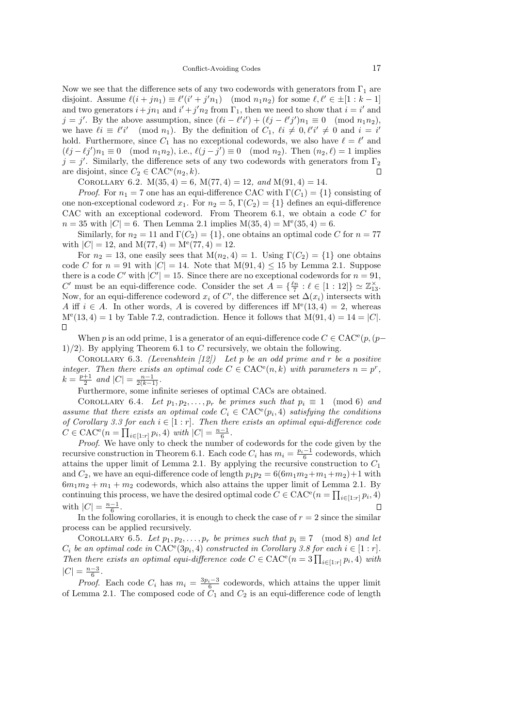Now we see that the difference sets of any two codewords with generators from $\Gamma_1$ are disjoint. Assume $\ell(i+jn_1) \equiv \ell'(i'+j'n_1) \pmod{n_1 n_2}$ for some $\ell, \ell' \in \pm[1:k-1]$ and two generators $i+jn_1$ and $i'+j'n_2$ from $\Gamma_1$, then we need to show that $i=i'$ and $j=j'$. By the above assumption, since $(\ell i - \ell' i') + (\ell j - \ell' j')n_1 \equiv 0 \pmod{n_1 n_2}$, we have $\ell i \equiv \ell' i' \pmod{n_1}$. By the definition of $C_1$, $\ell i \neq 0, \ell' i' \neq 0$ and $i = i'$ hold. Furthermore, since $C_1$ has no exceptional codewords, we also have $\ell = \ell'$ and $(\ell j - \ell j')n_1 \equiv 0 \pmod{n_1 n_2}$, i.e., $\ell(j-j') \equiv 0 \pmod{n_2}$. Then $(n_2, \ell) = 1$ implies $j = j'$. Similarly, the difference sets of any two codewords with generators from $\Gamma_2$ are disjoint, since $C_2 \in \mathrm{CAC}^{\mathrm{e}}(n_2, k)$. $\square$

Corollary 6.2. *$\mathrm{M}(35,4) = 6$, $\mathrm{M}(77,4) = 12$, and $\mathrm{M}(91,4) = 14$.*

*Proof.* For $n_1 = 7$ one has an equi-difference CAC with $\Gamma(C_1) = \{1\}$ consisting of one non-exceptional codeword $x_1$. For $n_2 = 5$, $\Gamma(C_2) = \{1\}$ defines an equi-difference CAC with an exceptional codeword. From Theorem 6.1, we obtain a code $C$ for $n = 35$ with $|C| = 6$. Then Lemma 2.1 implies $\mathrm{M}(35,4) = \mathrm{M}^{\mathrm{e}}(35,4) = 6$.

Similarly, for $n_2 = 11$ and $\Gamma(C_2) = \{1\}$, one obtains an optimal code $C$ for $n = 77$ with $|C| = 12$, and $\mathrm{M}(77,4) = \mathrm{M}^{\mathrm{e}}(77,4) = 12$.

For $n_2 = 13$, one easily sees that $\mathrm{M}(n_2, 4) = 1$. Using $\Gamma(C_2) = \{1\}$ one obtains code $C$ for $n = 91$ with $|C| = 14$. Note that $\mathrm{M}(91,4) \leq 15$ by Lemma 2.1. Suppose there is a code $C'$ with $|C'| = 15$. Since there are no exceptional codewords for $n = 91$, $C'$ must be an equi-difference code. Consider the set $A = \{\frac{\ell n}{7} : \ell \in [1:12]\} \simeq \mathbb{Z}_{13}^{\times}$. Now, for an equi-difference codeword $x_i$ of $C'$, the difference set $\Delta(x_i)$ intersects with $A$ iff $i \in A$. In other words, $A$ is covered by differences iff $\mathrm{M}^{\mathrm{e}}(13,4) = 2$, whereas $\mathrm{M}^{\mathrm{e}}(13,4) = 1$ by Table 7.2, contradiction. Hence it follows that $\mathrm{M}(91,4) = 14 = |C|$. $\square$

When $p$ is an odd prime, 1 is a generator of an equi-difference code $C \in \mathrm{CAC}^{\mathrm{e}}(p, (p-1)/2)$. By applying Theorem 6.1 to $C$ recursively, we obtain the following.

Corollary 6.3. *(Levenshtein [12]) Let $p$ be an odd prime and $r$ be a positive integer. Then there exists an optimal code $C \in \mathrm{CAC}^{\mathrm{e}}(n,k)$ with parameters $n = p^r$, $k = \frac{p+1}{2}$ and $|C| = \frac{n-1}{2(k-1)}$.*

Furthermore, some infinite serieses of optimal CACs are obtained.

Corollary 6.4. *Let $p_1, p_2, \ldots, p_r$ be primes such that $p_i \equiv 1 \pmod{6}$ and assume that there exists an optimal code $C_i \in \mathrm{CAC}^{\mathrm{e}}(p_i, 4)$ satisfying the conditions of Corollary 3.3 for each $i \in [1:r]$. Then there exists an optimal equi-difference code $C \in \mathrm{CAC}^{\mathrm{e}}(n = \prod_{i \in [1:r]} p_i, 4)$ with $|C| = \frac{n-1}{6}$.*

*Proof.* We have only to check the number of codewords for the code given by the recursive construction in Theorem 6.1. Each code $C_i$ has $m_i = \frac{p_i - 1}{6}$ codewords, which attains the upper limit of Lemma 2.1. By applying the recursive construction to $C_1$ and $C_2$, we have an equi-difference code of length $p_1 p_2 = 6(6m_1m_2 + m_1 + m_2) + 1$ with $6m_1m_2 + m_1 + m_2$ codewords, which also attains the upper limit of Lemma 2.1. By continuing this process, we have the desired optimal code $C \in \mathrm{CAC}^{\mathrm{e}}(n = \prod_{i \in [1:r]} p_i, 4)$ with $|C| = \frac{n-1}{6}$. $\square$

In the following corollaries, it is enough to check the case of $r = 2$ since the similar process can be applied recursively.

Corollary 6.5. *Let $p_1, p_2, \ldots, p_r$ be primes such that $p_i \equiv 7 \pmod{8}$ and let $C_i$ be an optimal code in $\mathrm{CAC}^{\mathrm{e}}(3p_i, 4)$ constructed in Corollary 3.8 for each $i \in [1:r]$. Then there exists an optimal equi-difference code $C \in \mathrm{CAC}^{\mathrm{e}}(n = 3\prod_{i \in [1:r]} p_i, 4)$ with $|C| = \frac{n-3}{6}$.*

*Proof.* Each code $C_i$ has $m_i = \frac{3p_i - 3}{6}$ codewords, which attains the upper limit of Lemma 2.1. The composed code of $C_1$ and $C_2$ is an equi-difference code of length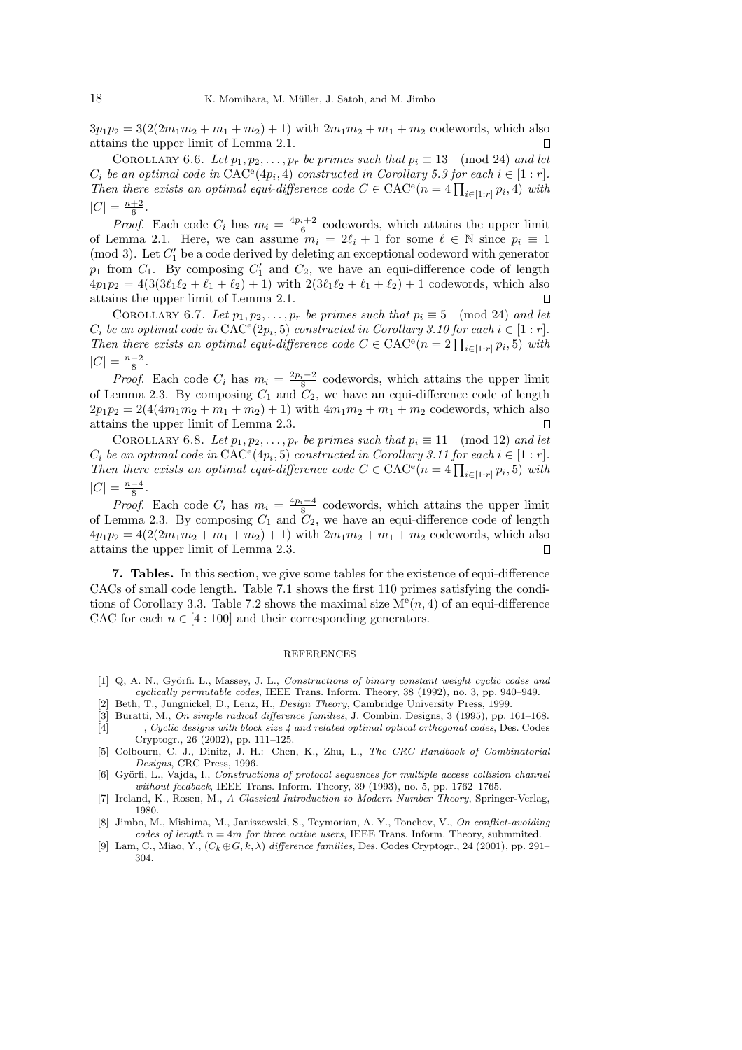$3p_1p_2 = 3(2(2m_1m_2 + m_1 + m_2) + 1)$ with $2m_1m_2 + m_1 + m_2$ codewords, which also attains the upper limit of Lemma 2.1. ∎

COROLLARY 6.6. *Let $p_1, p_2, \ldots, p_r$ be primes such that $p_i \equiv 13 \pmod{24}$ and let $C_i$ be an optimal code in $\mathrm{CAC}^{\mathrm{e}}(4p_i, 4)$ constructed in Corollary 5.3 for each $i \in [1:r]$. Then there exists an optimal equi-difference code $C \in \mathrm{CAC}^{\mathrm{e}}(n = 4\prod_{i\in[1:r]} p_i, 4)$ with $|C| = \frac{n+2}{6}$.*

*Proof*. Each code $C_i$ has $m_i = \frac{4p_i+2}{6}$ codewords, which attains the upper limit of Lemma 2.1. Here, we can assume $m_i = 2\ell_i + 1$ for some $\ell \in \mathbb{N}$ since $p_i \equiv 1 \pmod{3}$. Let $C_1'$ be a code derived by deleting an exceptional codeword with generator $p_1$ from $C_1$. By composing $C_1'$ and $C_2$, we have an equi-difference code of length $4p_1p_2 = 4(3(3\ell_1\ell_2 + \ell_1 + \ell_2) + 1)$ with $2(3\ell_1\ell_2 + \ell_1 + \ell_2) + 1$ codewords, which also attains the upper limit of Lemma 2.1. ∎

COROLLARY 6.7. *Let $p_1, p_2, \ldots, p_r$ be primes such that $p_i \equiv 5 \pmod{24}$ and let $C_i$ be an optimal code in $\mathrm{CAC}^{\mathrm{e}}(2p_i, 5)$ constructed in Corollary 3.10 for each $i \in [1:r]$. Then there exists an optimal equi-difference code $C \in \mathrm{CAC}^{\mathrm{e}}(n = 2\prod_{i\in[1:r]} p_i, 5)$ with $|C| = \frac{n-2}{8}$.*

*Proof*. Each code $C_i$ has $m_i = \frac{2p_i-2}{8}$ codewords, which attains the upper limit of Lemma 2.3. By composing $C_1$ and $C_2$, we have an equi-difference code of length $2p_1p_2 = 2(4(4m_1m_2 + m_1 + m_2) + 1)$ with $4m_1m_2 + m_1 + m_2$ codewords, which also attains the upper limit of Lemma 2.3. ∎

COROLLARY 6.8. *Let $p_1, p_2, \ldots, p_r$ be primes such that $p_i \equiv 11 \pmod{12}$ and let $C_i$ be an optimal code in $\mathrm{CAC}^{\mathrm{e}}(4p_i, 5)$ constructed in Corollary 3.11 for each $i \in [1:r]$. Then there exists an optimal equi-difference code $C \in \mathrm{CAC}^{\mathrm{e}}(n = 4\prod_{i\in[1:r]} p_i, 5)$ with $|C| = \frac{n-4}{8}$.*

*Proof*. Each code $C_i$ has $m_i = \frac{4p_i-4}{8}$ codewords, which attains the upper limit of Lemma 2.3. By composing $C_1$ and $C_2$, we have an equi-difference code of length $4p_1p_2 = 4(2(2m_1m_2 + m_1 + m_2) + 1)$ with $2m_1m_2 + m_1 + m_2$ codewords, which also attains the upper limit of Lemma 2.3. ∎

## 7. Tables.

In this section, we give some tables for the existence of equi-difference CACs of small code length. Table 7.1 shows the first 110 primes satisfying the conditions of Corollary 3.3. Table 7.2 shows the maximal size $\mathrm{M}^{\mathrm{e}}(n, 4)$ of an equi-difference CAC for each $n \in [4:100]$ and their corresponding generators.

## REFERENCES

[1] Q, A. N., Györfi. L., Massey, J. L., *Constructions of binary constant weight cyclic codes and cyclically permutable codes*, IEEE Trans. Inform. Theory, 38 (1992), no. 3, pp. 940–949.

[2] Beth, T., Jungnickel, D., Lenz, H., *Design Theory*, Cambridge University Press, 1999.

[3] Buratti, M., *On simple radical difference families*, J. Combin. Designs, 3 (1995), pp. 161–168.

[4] ———, *Cyclic designs with block size 4 and related optimal optical orthogonal codes*, Des. Codes Cryptogr., 26 (2002), pp. 111–125.

[5] Colbourn, C. J., Dinitz, J. H.: Chen, K., Zhu, L., *The CRC Handbook of Combinatorial Designs*, CRC Press, 1996.

[6] Györfi, L., Vajda, I., *Constructions of protocol sequences for multiple access collision channel without feedback*, IEEE Trans. Inform. Theory, 39 (1993), no. 5, pp. 1762–1765.

[7] Ireland, K., Rosen, M., *A Classical Introduction to Modern Number Theory*, Springer-Verlag, 1980.

[8] Jimbo, M., Mishima, M., Janiszewski, S., Teymorian, A. Y., Tonchev, V., *On conflict-avoiding codes of length $n = 4m$ for three active users*, IEEE Trans. Inform. Theory, submmited.

[9] Lam, C., Miao, Y., *$(C_k \oplus G, k, \lambda)$ difference families*, Des. Codes Cryptogr., 24 (2001), pp. 291–304.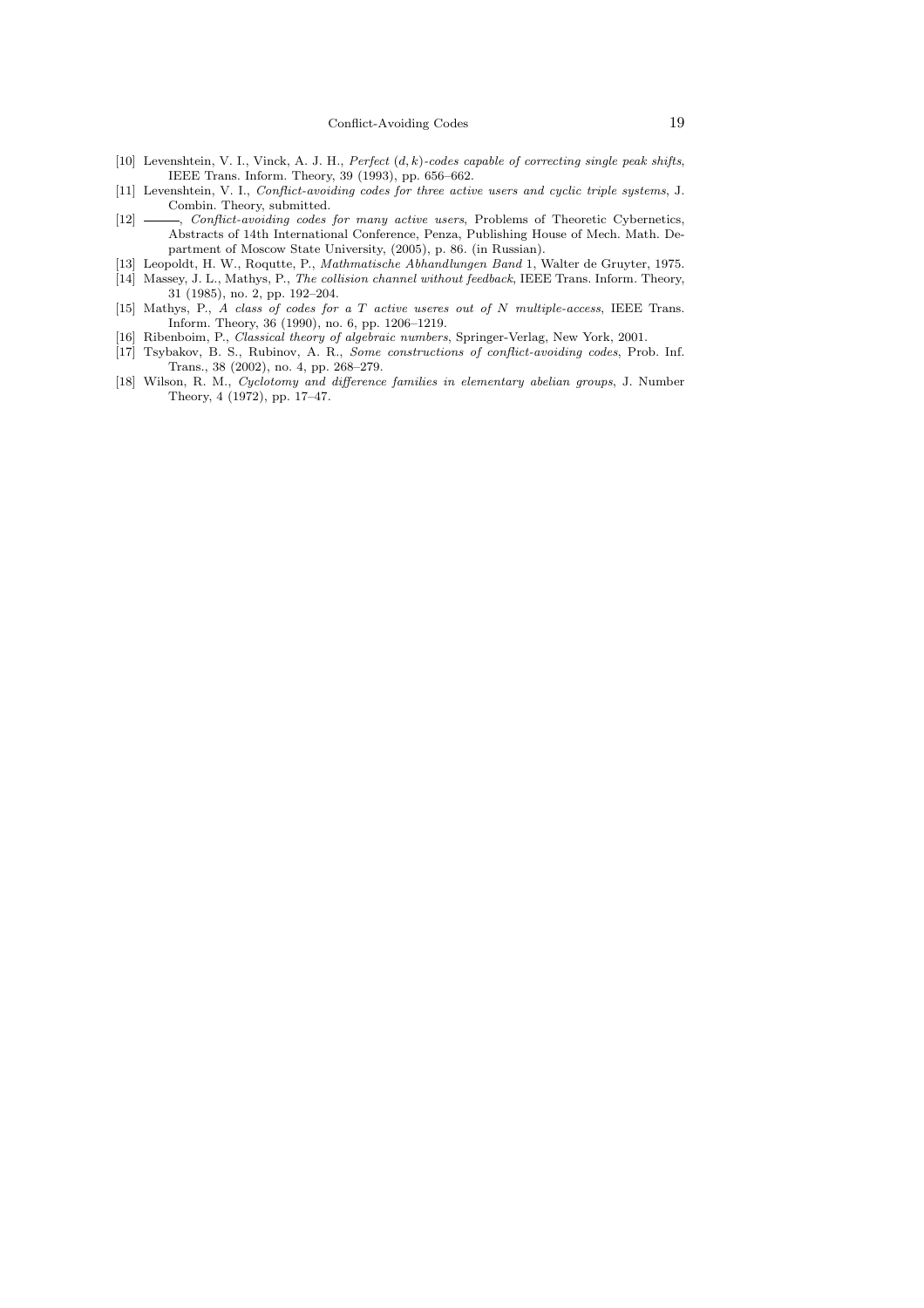[10] Levenshtein, V. I., Vinck, A. J. H., *Perfect $(d, k)$-codes capable of correcting single peak shifts*, IEEE Trans. Inform. Theory, 39 (1993), pp. 656–662.

[11] Levenshtein, V. I., *Conflict-avoiding codes for three active users and cyclic triple systems*, J. Combin. Theory, submitted.

[12] ———, *Conflict-avoiding codes for many active users*, Problems of Theoretic Cybernetics, Abstracts of 14th International Conference, Penza, Publishing House of Mech. Math. Department of Moscow State University, (2005), p. 86. (in Russian).

[13] Leopoldt, H. W., Roqutte, P., *Mathmatische Abhandlungen Band* 1, Walter de Gruyter, 1975.

[14] Massey, J. L., Mathys, P., *The collision channel without feedback*, IEEE Trans. Inform. Theory, 31 (1985), no. 2, pp. 192–204.

[15] Mathys, P., *A class of codes for a $T$ active useres out of $N$ multiple-access*, IEEE Trans. Inform. Theory, 36 (1990), no. 6, pp. 1206–1219.

[16] Ribenboim, P., *Classical theory of algebraic numbers*, Springer-Verlag, New York, 2001.

[17] Tsybakov, B. S., Rubinov, A. R., *Some constructions of conflict-avoiding codes*, Prob. Inf. Trans., 38 (2002), no. 4, pp. 268–279.

[18] Wilson, R. M., *Cyclotomy and difference families in elementary abelian groups*, J. Number Theory, 4 (1972), pp. 17–47.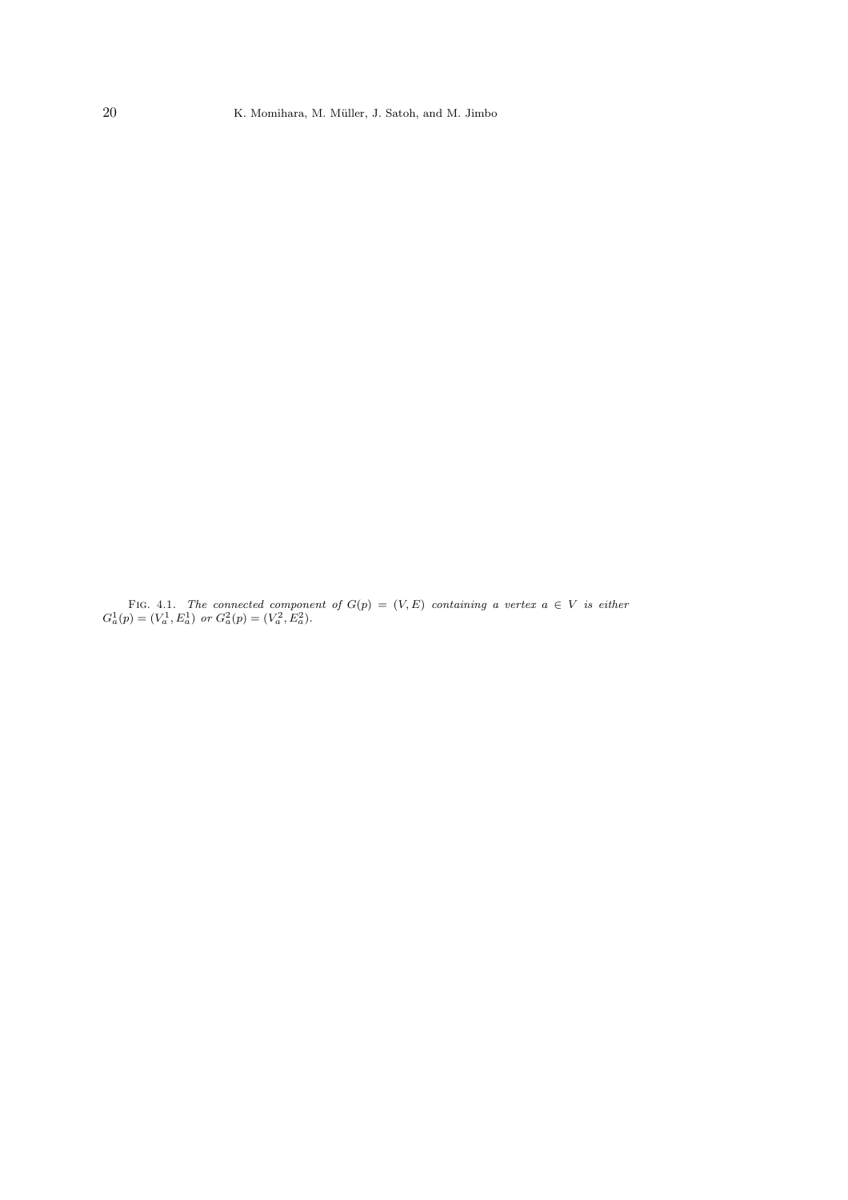Fig. 4.1. *The connected component of $G(p) = (V, E)$ containing a vertex $a \in V$ is either $G_a^1(p) = (V_a^1, E_a^1)$ or $G_a^2(p) = (V_a^2, E_a^2)$.*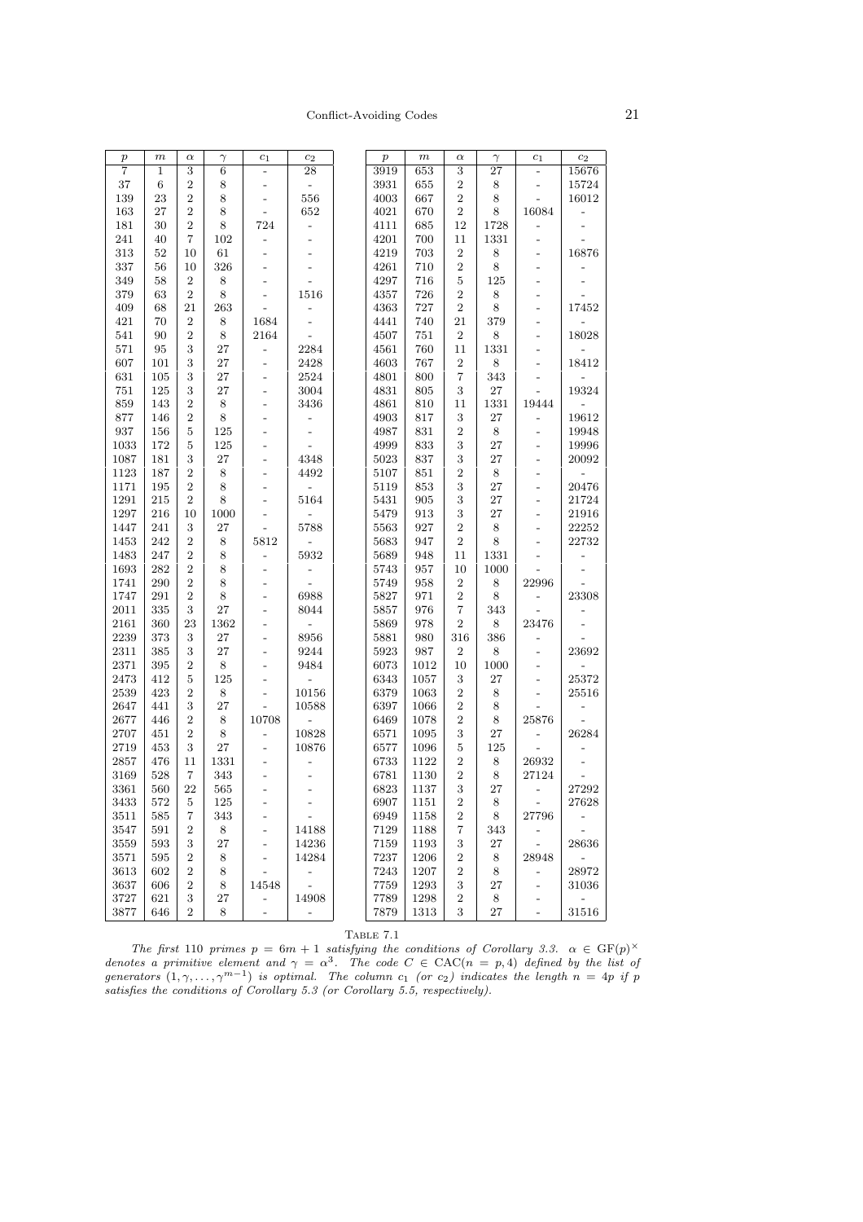| $p$ | $m$ | $\alpha$ | $\gamma$ | $c_1$ | $c_2$ |
|---|---|---|---|---|---|
| 7 | 1 | 3 | 6 | - | 28 |
| 37 | 6 | 2 | 8 | - | - |
| 139 | 23 | 2 | 8 | - | 556 |
| 163 | 27 | 2 | 8 | - | 652 |
| 181 | 30 | 2 | 8 | 724 | - |
| 241 | 40 | 7 | 102 | - | - |
| 313 | 52 | 10 | 61 | - | - |
| 337 | 56 | 10 | 326 | - | - |
| 349 | 58 | 2 | 8 | - | - |
| 379 | 63 | 2 | 8 | - | 1516 |
| 409 | 68 | 21 | 263 | - | - |
| 421 | 70 | 2 | 8 | 1684 | - |
| 541 | 90 | 2 | 8 | 2164 | - |
| 571 | 95 | 3 | 27 | - | 2284 |
| 607 | 101 | 3 | 27 | - | 2428 |
| 631 | 105 | 3 | 27 | - | 2524 |
| 751 | 125 | 3 | 27 | - | 3004 |
| 859 | 143 | 2 | 8 | - | 3436 |
| 877 | 146 | 2 | 8 | - | - |
| 937 | 156 | 5 | 125 | - | - |
| 1033 | 172 | 5 | 125 | - | - |
| 1087 | 181 | 3 | 27 | - | 4348 |
| 1123 | 187 | 2 | 8 | - | 4492 |
| 1171 | 195 | 2 | 8 | - | - |
| 1291 | 215 | 2 | 8 | - | 5164 |
| 1297 | 216 | 10 | 1000 | - | - |
| 1447 | 241 | 3 | 27 | - | 5788 |
| 1453 | 242 | 2 | 8 | 5812 | - |
| 1483 | 247 | 2 | 8 | - | 5932 |
| 1693 | 282 | 2 | 8 | - | - |
| 1741 | 290 | 2 | 8 | - | - |
| 1747 | 291 | 2 | 8 | - | 6988 |
| 2011 | 335 | 3 | 27 | - | 8044 |
| 2161 | 360 | 23 | 1362 | - | - |
| 2239 | 373 | 3 | 27 | - | 8956 |
| 2311 | 385 | 3 | 27 | - | 9244 |
| 2371 | 395 | 2 | 8 | - | 9484 |
| 2473 | 412 | 5 | 125 | - | - |
| 2539 | 423 | 2 | 8 | - | 10156 |
| 2647 | 441 | 3 | 27 | - | 10588 |
| 2677 | 446 | 2 | 8 | 10708 | - |
| 2707 | 451 | 2 | 8 | - | 10828 |
| 2719 | 453 | 3 | 27 | - | 10876 |
| 2857 | 476 | 11 | 1331 | - | - |
| 3169 | 528 | 7 | 343 | - | - |
| 3361 | 560 | 22 | 565 | - | - |
| 3433 | 572 | 5 | 125 | - | - |
| 3511 | 585 | 7 | 343 | - | - |
| 3547 | 591 | 2 | 8 | - | 14188 |
| 3559 | 593 | 3 | 27 | - | 14236 |
| 3571 | 595 | 2 | 8 | - | 14284 |
| 3613 | 602 | 2 | 8 | - | - |
| 3637 | 606 | 2 | 8 | 14548 | - |
| 3727 | 621 | 3 | 27 | - | 14908 |
| 3877 | 646 | 2 | 8 | - | - |
| 3919 | 653 | 3 | 27 | - | 15676 |
| 3931 | 655 | 2 | 8 | - | 15724 |
| 4003 | 667 | 2 | 8 | - | 16012 |
| 4021 | 670 | 2 | 8 | 16084 | - |
| 4111 | 685 | 12 | 1728 | - | - |
| 4201 | 700 | 11 | 1331 | - | - |
| 4219 | 703 | 2 | 8 | - | 16876 |
| 4261 | 710 | 2 | 8 | - | - |
| 4297 | 716 | 5 | 125 | - | - |
| 4357 | 726 | 2 | 8 | - | - |
| 4363 | 727 | 2 | 8 | - | 17452 |
| 4441 | 740 | 21 | 379 | - | - |
| 4507 | 751 | 2 | 8 | - | 18028 |
| 4561 | 760 | 11 | 1331 | - | - |
| 4603 | 767 | 2 | 8 | - | 18412 |
| 4801 | 800 | 7 | 343 | - | - |
| 4831 | 805 | 3 | 27 | - | 19324 |
| 4861 | 810 | 11 | 1331 | 19444 | - |
| 4903 | 817 | 3 | 27 | - | 19612 |
| 4987 | 831 | 2 | 8 | - | 19948 |
| 4999 | 833 | 3 | 27 | - | 19996 |
| 5023 | 837 | 3 | 27 | - | 20092 |
| 5107 | 851 | 2 | 8 | - | - |
| 5119 | 853 | 3 | 27 | - | 20476 |
| 5431 | 905 | 3 | 27 | - | 21724 |
| 5479 | 913 | 3 | 27 | - | 21916 |
| 5563 | 927 | 2 | 8 | - | 22252 |
| 5683 | 947 | 2 | 8 | - | 22732 |
| 5689 | 948 | 11 | 1331 | - | - |
| 5743 | 957 | 10 | 1000 | - | - |
| 5749 | 958 | 2 | 8 | 22996 | - |
| 5827 | 971 | 2 | 8 | - | 23308 |
| 5857 | 976 | 7 | 343 | - | - |
| 5869 | 978 | 2 | 8 | 23476 | - |
| 5881 | 980 | 316 | 386 | - | - |
| 5923 | 987 | 2 | 8 | - | 23692 |
| 6073 | 1012 | 10 | 1000 | - | - |
| 6343 | 1057 | 3 | 27 | - | 25372 |
| 6379 | 1063 | 2 | 8 | - | 25516 |
| 6397 | 1066 | 2 | 8 | - | - |
| 6469 | 1078 | 2 | 8 | 25876 | - |
| 6571 | 1095 | 3 | 27 | - | 26284 |
| 6577 | 1096 | 5 | 125 | - | - |
| 6733 | 1122 | 2 | 8 | 26932 | - |
| 6781 | 1130 | 2 | 8 | 27124 | - |
| 6823 | 1137 | 3 | 27 | - | 27292 |
| 6907 | 1151 | 2 | 8 | - | 27628 |
| 6949 | 1158 | 2 | 8 | 27796 | - |
| 7129 | 1188 | 7 | 343 | - | - |
| 7159 | 1193 | 3 | 27 | - | 28636 |
| 7237 | 1206 | 2 | 8 | 28948 | - |
| 7243 | 1207 | 2 | 8 | - | 28972 |
| 7759 | 1293 | 3 | 27 | - | 31036 |
| 7789 | 1298 | 2 | 8 | - | - |
| 7879 | 1313 | 3 | 27 | - | 31516 |

TABLE 7.1

*The first* 110 *primes* $p = 6m+1$ *satisfying the conditions of Corollary 3.3.* $\alpha \in \mathrm{GF}(p)^{\times}$ *denotes a primitive element and* $\gamma = \alpha^3$. *The code* $C \in \mathrm{CAC}(n = p, 4)$ *defined by the list of generators* $(1, \gamma, \ldots, \gamma^{m-1})$ *is optimal. The column* $c_1$ *(or* $c_2$*) indicates the length* $n = 4p$ *if* $p$ *satisfies the conditions of Corollary 5.3 (or Corollary 5.5, respectively).*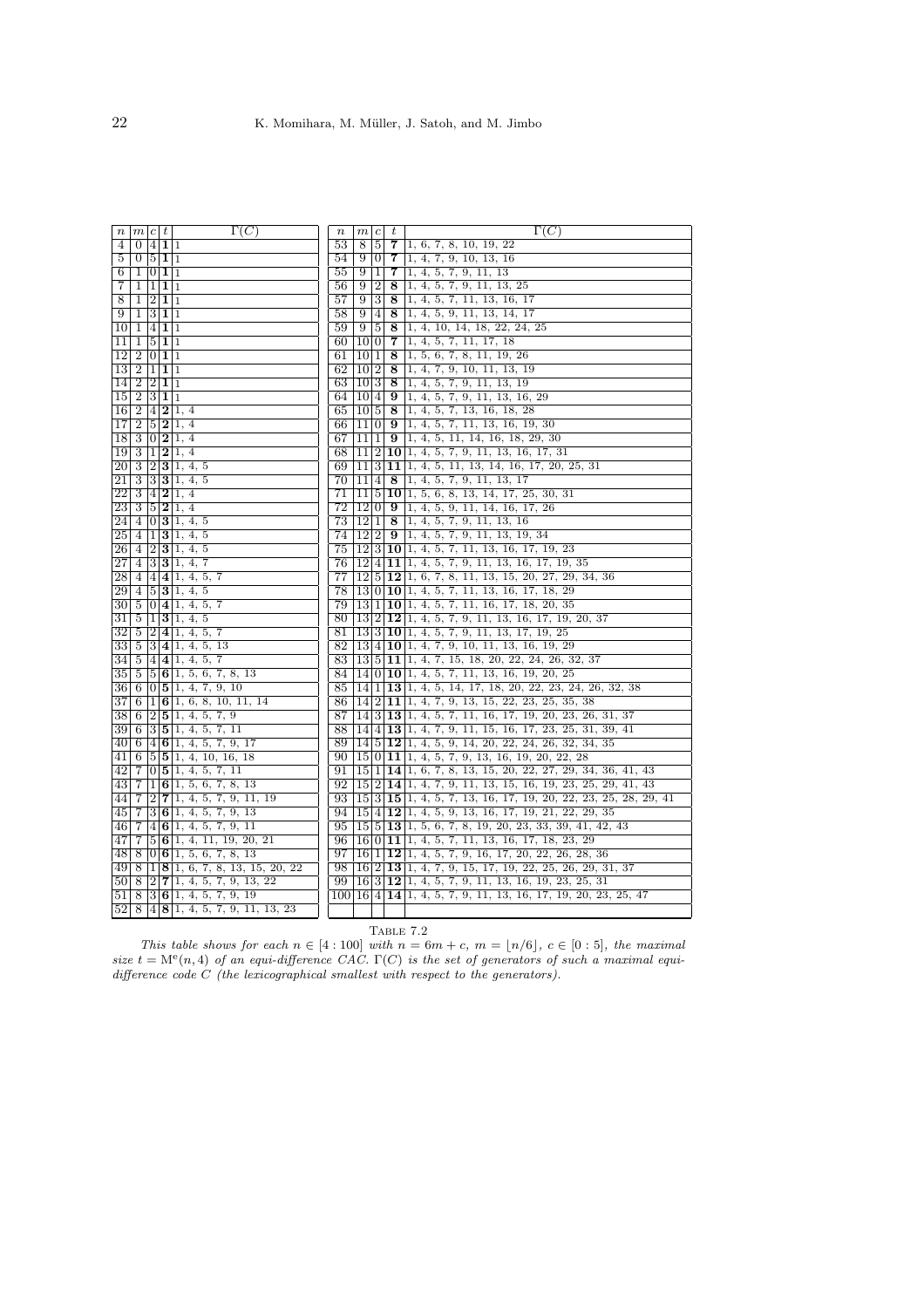| $n$ | $m$ | $c$ | $t$ | $\Gamma(C)$ |
|---|---|---|---|---|
| 4 | 0 | 4 | **1** | 1 |
| 5 | 0 | 5 | **1** | 1 |
| 6 | 1 | 0 | **1** | 1 |
| 7 | 1 | 1 | **1** | 1 |
| 8 | 1 | 2 | **1** | 1 |
| 9 | 1 | 3 | **1** | 1 |
| 10 | 1 | 4 | **1** | 1 |
| 11 | 1 | 5 | **1** | 1 |
| 12 | 2 | 0 | **1** | 1 |
| 13 | 2 | 1 | **1** | 1 |
| 14 | 2 | 2 | **1** | 1 |
| 15 | 2 | 3 | **1** | 1 |
| 16 | 2 | 4 | **2** | 1, 4 |
| 17 | 2 | 5 | **2** | 1, 4 |
| 18 | 3 | 0 | **2** | 1, 4 |
| 19 | 3 | 1 | **2** | 1, 4 |
| 20 | 3 | 2 | **3** | 1, 4, 5 |
| 21 | 3 | 3 | **3** | 1, 4, 5 |
| 22 | 3 | 4 | **2** | 1, 4 |
| 23 | 3 | 5 | **2** | 1, 4 |
| 24 | 4 | 0 | **3** | 1, 4, 5 |
| 25 | 4 | 1 | **3** | 1, 4, 5 |
| 26 | 4 | 2 | **3** | 1, 4, 5 |
| 27 | 4 | 3 | **3** | 1, 4, 7 |
| 28 | 4 | 4 | **4** | 1, 4, 5, 7 |
| 29 | 4 | 5 | **3** | 1, 4, 5 |
| 30 | 5 | 0 | **4** | 1, 4, 5, 7 |
| 31 | 5 | 1 | **3** | 1, 4, 5 |
| 32 | 5 | 2 | **4** | 1, 4, 5, 7 |
| 33 | 5 | 3 | **4** | 1, 4, 5, 13 |
| 34 | 5 | 4 | **4** | 1, 4, 5, 7 |
| 35 | 5 | 5 | **6** | 1, 5, 6, 7, 8, 13 |
| 36 | 6 | 0 | **5** | 1, 4, 7, 9, 10 |
| 37 | 6 | 1 | **6** | 1, 6, 8, 10, 11, 14 |
| 38 | 6 | 2 | **5** | 1, 4, 5, 7, 9 |
| 39 | 6 | 3 | **5** | 1, 4, 5, 7, 11 |
| 40 | 6 | 4 | **6** | 1, 4, 5, 7, 9, 17 |
| 41 | 6 | 5 | **5** | 1, 4, 10, 16, 18 |
| 42 | 7 | 0 | **5** | 1, 4, 5, 7, 11 |
| 43 | 7 | 1 | **6** | 1, 5, 6, 7, 8, 13 |
| 44 | 7 | 2 | **7** | 1, 4, 5, 7, 9, 11, 19 |
| 45 | 7 | 3 | **6** | 1, 4, 5, 7, 9, 13 |
| 46 | 7 | 4 | **6** | 1, 4, 5, 7, 9, 11 |
| 47 | 7 | 5 | **6** | 1, 4, 11, 19, 20, 21 |
| 48 | 8 | 0 | **6** | 1, 5, 6, 7, 8, 13 |
| 49 | 8 | 1 | **8** | 1, 6, 7, 8, 13, 15, 20, 22 |
| 50 | 8 | 2 | **7** | 1, 4, 5, 7, 9, 13, 22 |
| 51 | 8 | 3 | **6** | 1, 4, 5, 7, 9, 19 |
| 52 | 8 | 4 | **8** | 1, 4, 5, 7, 9, 11, 13, 23 |
| 53 | 8 | 5 | **7** | 1, 6, 7, 8, 10, 19, 22 |
| 54 | 9 | 0 | **7** | 1, 4, 7, 9, 10, 13, 16 |
| 55 | 9 | 1 | **7** | 1, 4, 5, 7, 9, 11, 13 |
| 56 | 9 | 2 | **8** | 1, 4, 5, 7, 9, 11, 13, 25 |
| 57 | 9 | 3 | **8** | 1, 4, 5, 7, 11, 13, 16, 17 |
| 58 | 9 | 4 | **8** | 1, 4, 5, 9, 11, 13, 14, 17 |
| 59 | 9 | 5 | **8** | 1, 4, 10, 14, 18, 22, 24, 25 |
| 60 | 10 | 0 | **7** | 1, 4, 5, 7, 11, 17, 18 |
| 61 | 10 | 1 | **8** | 1, 5, 6, 7, 8, 11, 19, 26 |
| 62 | 10 | 2 | **8** | 1, 4, 7, 9, 10, 11, 13, 19 |
| 63 | 10 | 3 | **8** | 1, 4, 5, 7, 9, 11, 13, 19 |
| 64 | 10 | 4 | **9** | 1, 4, 5, 7, 9, 11, 13, 16, 29 |
| 65 | 10 | 5 | **8** | 1, 4, 5, 7, 13, 16, 18, 28 |
| 66 | 11 | 0 | **9** | 1, 4, 5, 7, 11, 13, 16, 19, 30 |
| 67 | 11 | 1 | **9** | 1, 4, 5, 11, 14, 16, 18, 29, 30 |
| 68 | 11 | 2 | **10** | 1, 4, 5, 7, 9, 11, 13, 16, 17, 31 |
| 69 | 11 | 3 | **11** | 1, 4, 5, 11, 13, 14, 16, 17, 20, 25, 31 |
| 70 | 11 | 4 | **8** | 1, 4, 5, 7, 9, 11, 13, 17 |
| 71 | 11 | 5 | **10** | 1, 5, 6, 8, 13, 14, 17, 25, 30, 31 |
| 72 | 12 | 0 | **9** | 1, 4, 5, 9, 11, 14, 16, 17, 26 |
| 73 | 12 | 1 | **8** | 1, 4, 5, 7, 9, 11, 13, 16 |
| 74 | 12 | 2 | **9** | 1, 4, 5, 7, 9, 11, 13, 19, 34 |
| 75 | 12 | 3 | **10** | 1, 4, 5, 7, 11, 13, 16, 17, 19, 23 |
| 76 | 12 | 4 | **11** | 1, 4, 5, 7, 9, 11, 13, 16, 17, 19, 35 |
| 77 | 12 | 5 | **12** | 1, 6, 7, 8, 11, 13, 15, 20, 27, 29, 34, 36 |
| 78 | 13 | 0 | **10** | 1, 4, 5, 7, 11, 13, 16, 17, 18, 29 |
| 79 | 13 | 1 | **10** | 1, 4, 5, 7, 11, 16, 17, 18, 20, 35 |
| 80 | 13 | 2 | **12** | 1, 4, 5, 7, 9, 11, 13, 16, 17, 19, 20, 37 |
| 81 | 13 | 3 | **10** | 1, 4, 5, 7, 9, 11, 13, 17, 19, 25 |
| 82 | 13 | 4 | **10** | 1, 4, 7, 9, 10, 11, 13, 16, 19, 29 |
| 83 | 13 | 5 | **11** | 1, 4, 7, 15, 18, 20, 22, 24, 26, 32, 37 |
| 84 | 14 | 0 | **10** | 1, 4, 5, 7, 11, 13, 16, 19, 20, 25 |
| 85 | 14 | 1 | **13** | 1, 4, 5, 14, 17, 18, 20, 22, 23, 24, 26, 32, 38 |
| 86 | 14 | 2 | **11** | 1, 4, 7, 9, 13, 15, 22, 23, 25, 35, 38 |
| 87 | 14 | 3 | **13** | 1, 4, 5, 7, 11, 16, 17, 19, 20, 23, 26, 31, 37 |
| 88 | 14 | 4 | **13** | 1, 4, 7, 9, 11, 15, 16, 17, 23, 25, 31, 39, 41 |
| 89 | 14 | 5 | **12** | 1, 4, 5, 9, 14, 20, 22, 24, 26, 32, 34, 35 |
| 90 | 15 | 0 | **11** | 1, 4, 5, 7, 9, 13, 16, 19, 20, 22, 28 |
| 91 | 15 | 1 | **14** | 1, 6, 7, 8, 13, 15, 20, 22, 27, 29, 34, 36, 41, 43 |
| 92 | 15 | 2 | **14** | 1, 4, 7, 9, 11, 13, 15, 16, 19, 23, 25, 29, 41, 43 |
| 93 | 15 | 3 | **15** | 1, 4, 5, 7, 13, 16, 17, 19, 20, 22, 23, 25, 28, 29, 41 |
| 94 | 15 | 4 | **12** | 1, 4, 5, 9, 13, 16, 17, 19, 21, 22, 29, 35 |
| 95 | 15 | 5 | **13** | 1, 5, 6, 7, 8, 19, 20, 23, 33, 39, 41, 42, 43 |
| 96 | 16 | 0 | **11** | 1, 4, 5, 7, 11, 13, 16, 17, 18, 23, 29 |
| 97 | 16 | 1 | **12** | 1, 4, 5, 7, 9, 16, 17, 20, 22, 26, 28, 36 |
| 98 | 16 | 2 | **13** | 1, 4, 7, 9, 15, 17, 19, 22, 25, 26, 29, 31, 37 |
| 99 | 16 | 3 | **12** | 1, 4, 5, 7, 9, 11, 13, 16, 19, 23, 25, 31 |
| 100 | 16 | 4 | **14** | 1, 4, 5, 7, 9, 11, 13, 16, 17, 19, 20, 23, 25, 47 |

Table 7.2

*This table shows for each $n \in [4:100]$ with $n = 6m + c$, $m = \lfloor n/6 \rfloor$, $c \in [0:5]$, the maximal size $t = \mathrm{M}^e(n, 4)$ of an equi-difference CAC. $\Gamma(C)$ is the set of generators of such a maximal equi-difference code $C$ (the lexicographical smallest with respect to the generators).*